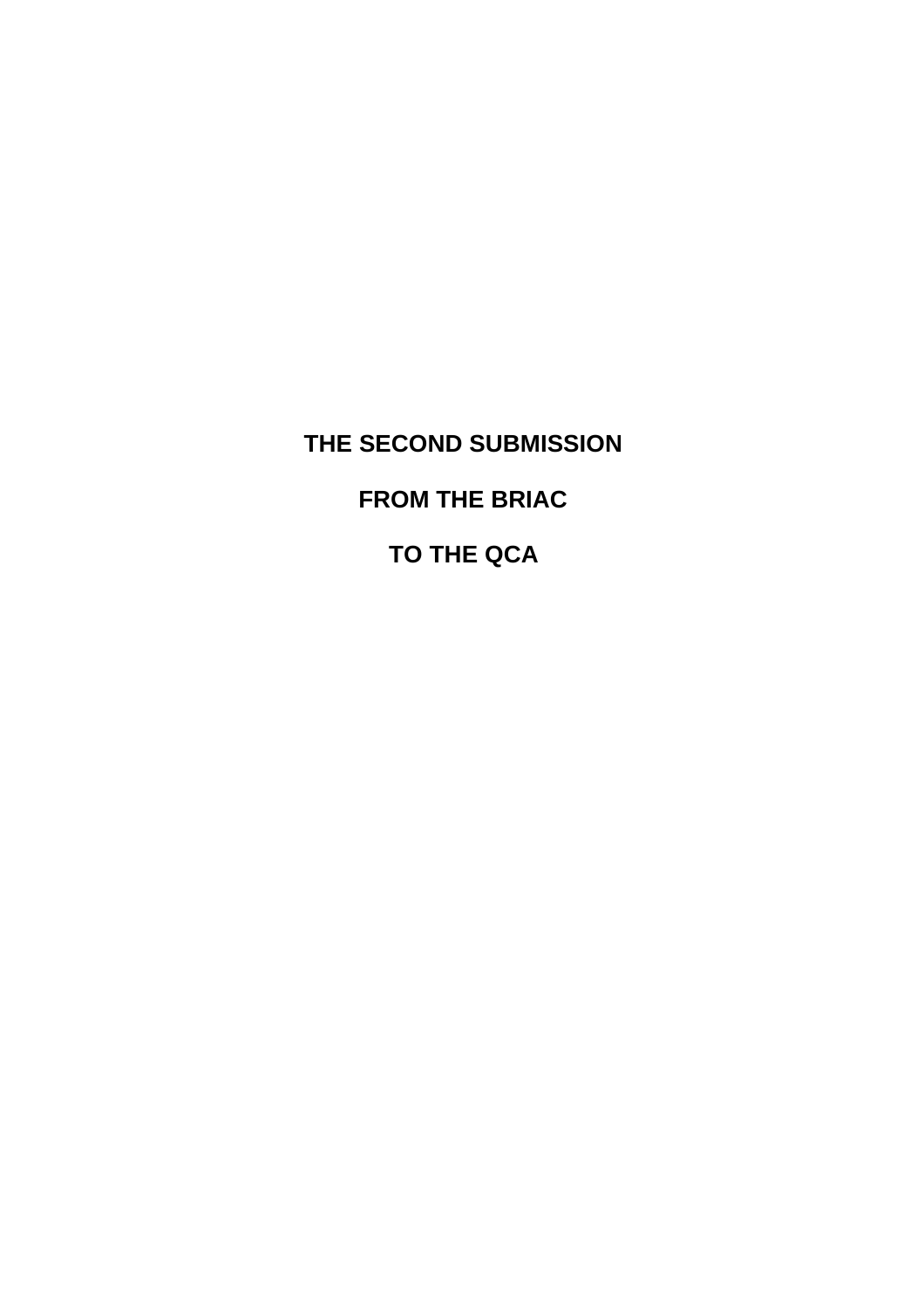# THE SECOND SUBMISSION

# FROM THE BRIAC

# TO THE QCA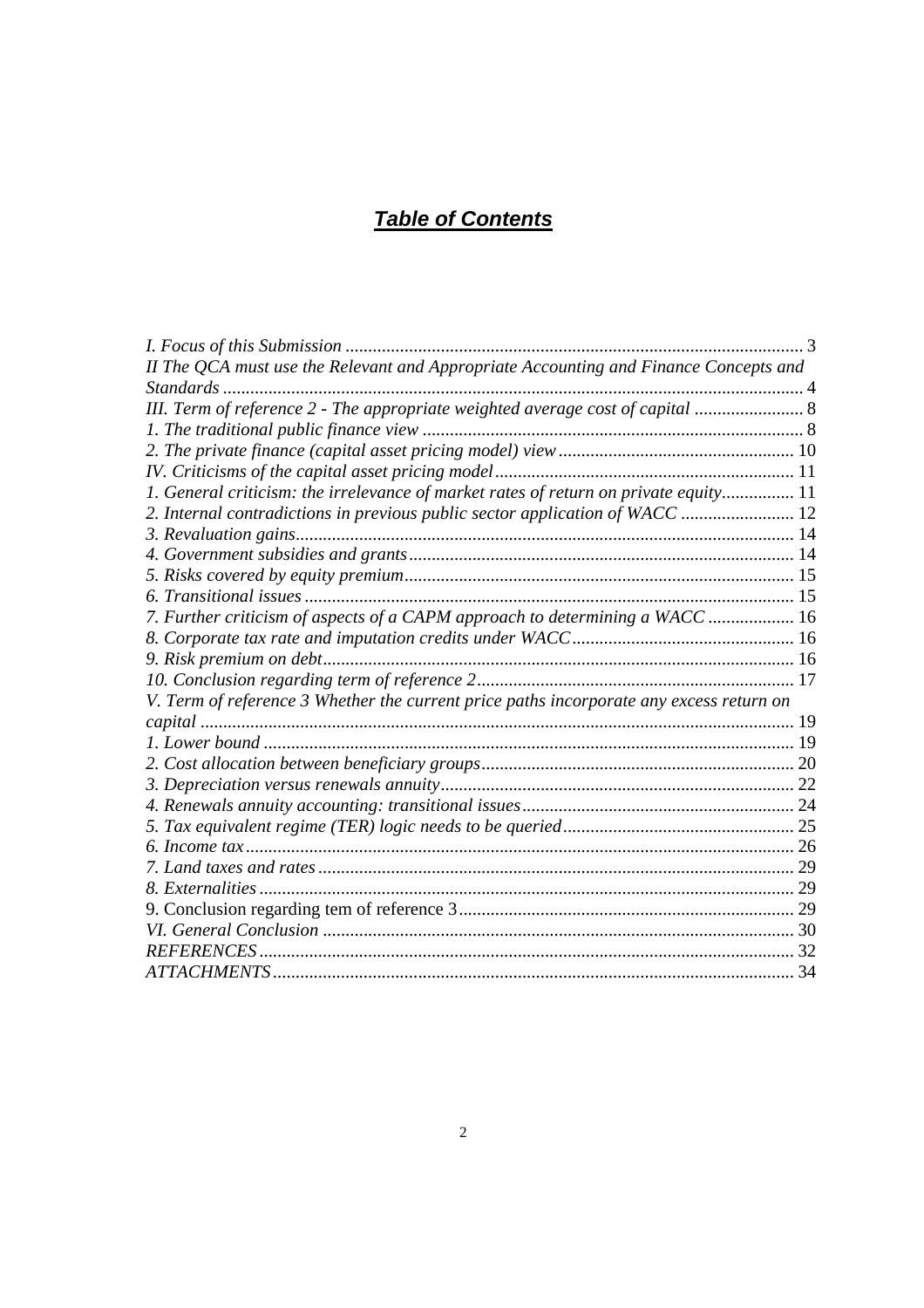# ***Table of Contents***

*I. Focus of this Submission* .................................................................................................... 3
*II The QCA must use the Relevant and Appropriate Accounting and Finance Concepts and Standards* ............................................................................................................................... 4
*III. Term of reference 2 - The appropriate weighted average cost of capital* ........................ 8
*1. The traditional public finance view* ................................................................................... 8
*2. The private finance (capital asset pricing model) view* .................................................... 10
*IV. Criticisms of the capital asset pricing model* ................................................................. 11
*1. General criticism: the irrelevance of market rates of return on private equity*................ 11
*2. Internal contradictions in previous public sector application of WACC* ......................... 12
*3. Revaluation gains*............................................................................................................. 14
*4. Government subsidies and grants*.................................................................................... 14
*5. Risks covered by equity premium*..................................................................................... 15
*6. Transitional issues* ........................................................................................................... 15
*7. Further criticism of aspects of a CAPM approach to determining a WACC* ................... 16
*8. Corporate tax rate and imputation credits under WACC*................................................. 16
*9. Risk premium on debt*....................................................................................................... 16
*10. Conclusion regarding term of reference 2*..................................................................... 17
*V. Term of reference 3 Whether the current price paths incorporate any excess return on capital* ................................................................................................................................. 19
*1. Lower bound* .................................................................................................................... 19
*2. Cost allocation between beneficiary groups*..................................................................... 20
*3. Depreciation versus renewals annuity*.............................................................................. 22
*4. Renewals annuity accounting: transitional issues*............................................................ 24
*5. Tax equivalent regime (TER) logic needs to be queried*................................................... 25
*6. Income tax*......................................................................................................................... 26
*7. Land taxes and rates*......................................................................................................... 29
*8. Externalities*...................................................................................................................... 29
9. Conclusion regarding tem of reference 3.......................................................................... 29
*VI. General Conclusion* ....................................................................................................... 30
*REFERENCES*..................................................................................................................... 32
*ATTACHMENTS*.................................................................................................................. 34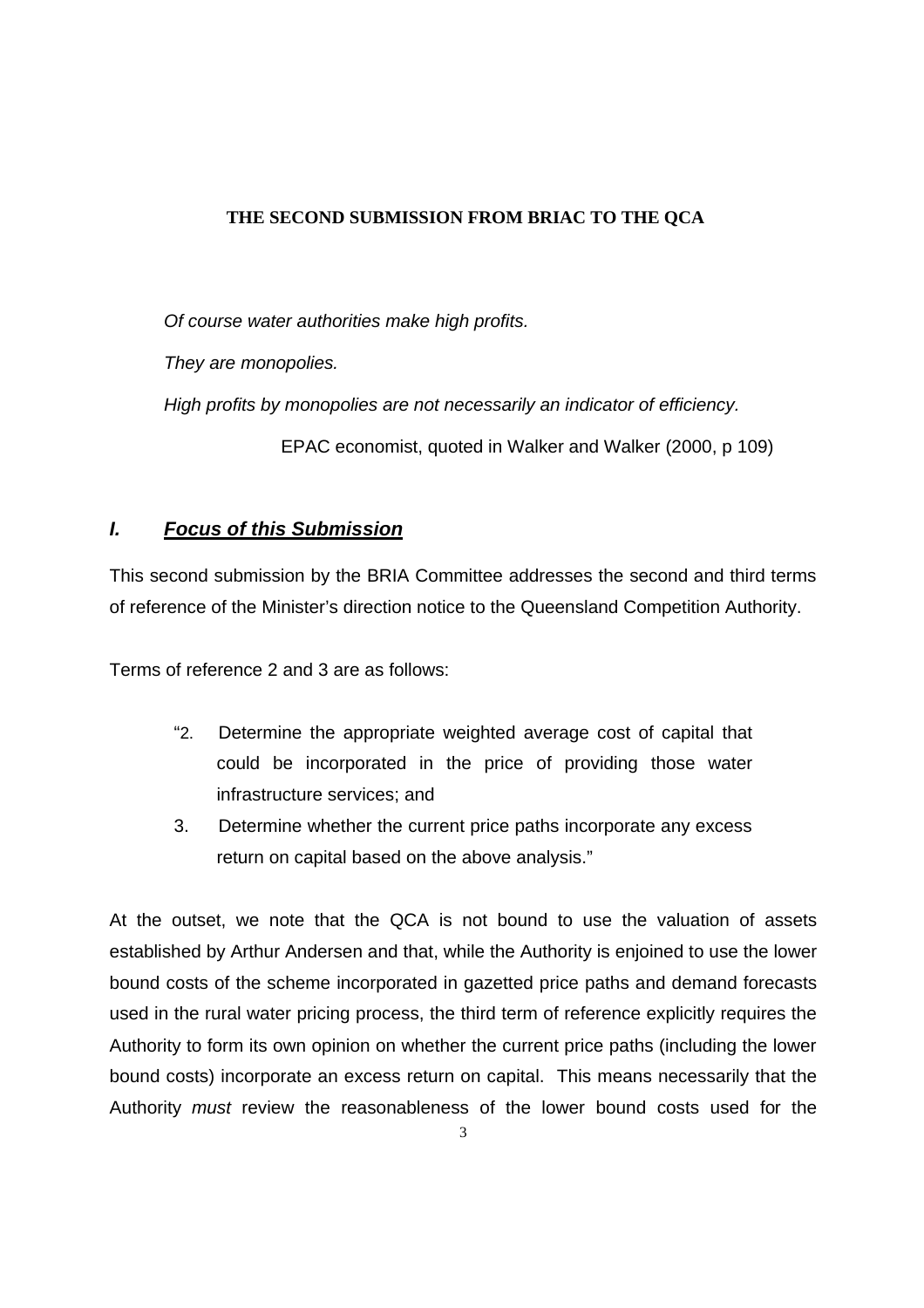**THE SECOND SUBMISSION FROM BRIAC TO THE QCA**

*Of course water authorities make high profits.*

*They are monopolies.*

*High profits by monopolies are not necessarily an indicator of efficiency.*

EPAC economist, quoted in Walker and Walker (2000, p 109)

## ***I. Focus of this Submission***

This second submission by the BRIA Committee addresses the second and third terms of reference of the Minister's direction notice to the Queensland Competition Authority.

Terms of reference 2 and 3 are as follows:

> "2. Determine the appropriate weighted average cost of capital that could be incorporated in the price of providing those water infrastructure services; and
>
> 3. Determine whether the current price paths incorporate any excess return on capital based on the above analysis."

At the outset, we note that the QCA is not bound to use the valuation of assets established by Arthur Andersen and that, while the Authority is enjoined to use the lower bound costs of the scheme incorporated in gazetted price paths and demand forecasts used in the rural water pricing process, the third term of reference explicitly requires the Authority to form its own opinion on whether the current price paths (including the lower bound costs) incorporate an excess return on capital. This means necessarily that the Authority *must* review the reasonableness of the lower bound costs used for the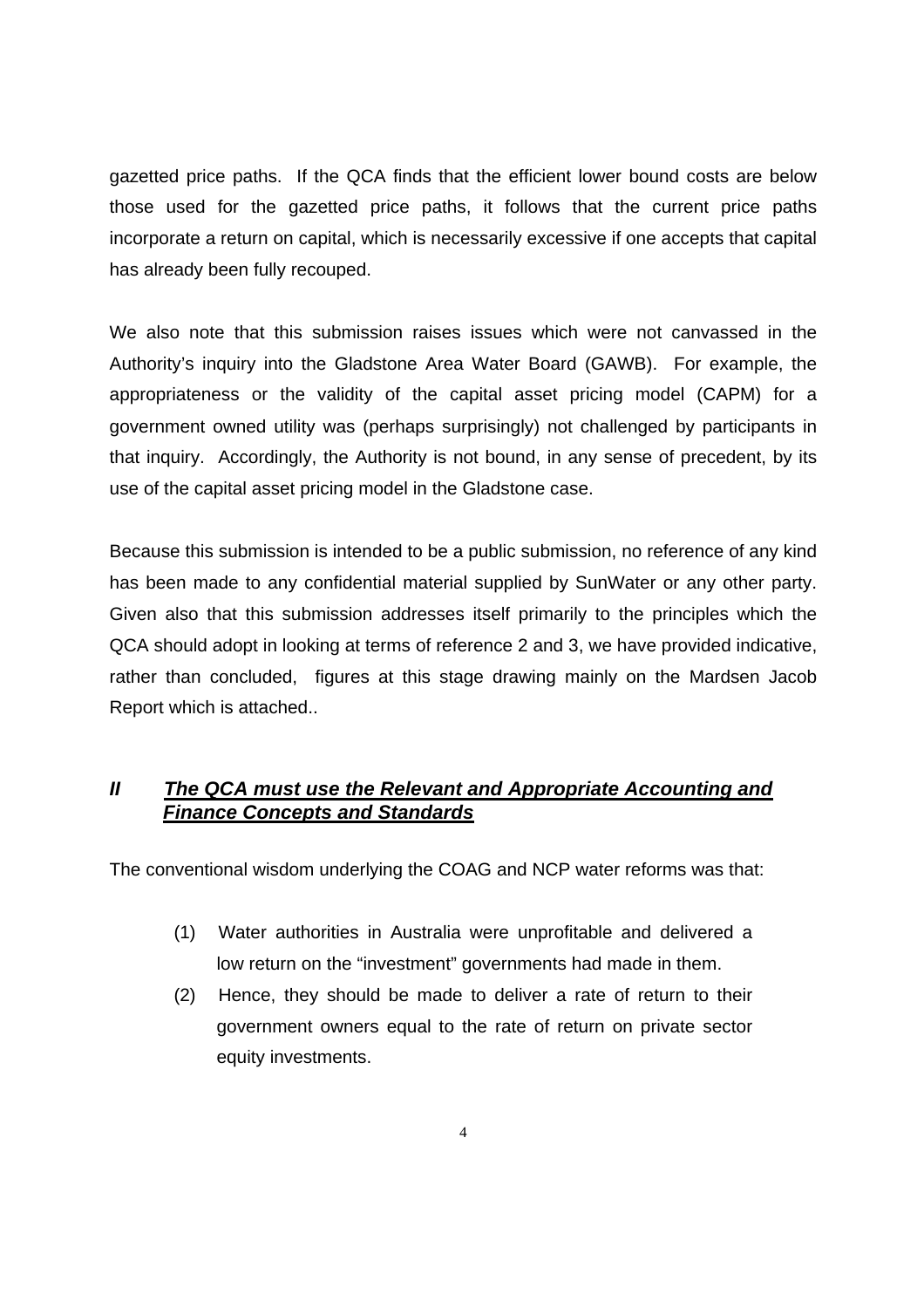gazetted price paths. If the QCA finds that the efficient lower bound costs are below those used for the gazetted price paths, it follows that the current price paths incorporate a return on capital, which is necessarily excessive if one accepts that capital has already been fully recouped.

We also note that this submission raises issues which were not canvassed in the Authority's inquiry into the Gladstone Area Water Board (GAWB). For example, the appropriateness or the validity of the capital asset pricing model (CAPM) for a government owned utility was (perhaps surprisingly) not challenged by participants in that inquiry. Accordingly, the Authority is not bound, in any sense of precedent, by its use of the capital asset pricing model in the Gladstone case.

Because this submission is intended to be a public submission, no reference of any kind has been made to any confidential material supplied by SunWater or any other party. Given also that this submission addresses itself primarily to the principles which the QCA should adopt in looking at terms of reference 2 and 3, we have provided indicative, rather than concluded, figures at this stage drawing mainly on the Mardsen Jacob Report which is attached..

## ***II The QCA must use the Relevant and Appropriate Accounting and Finance Concepts and Standards***

The conventional wisdom underlying the COAG and NCP water reforms was that:

(1) Water authorities in Australia were unprofitable and delivered a low return on the "investment" governments had made in them.

(2) Hence, they should be made to deliver a rate of return to their government owners equal to the rate of return on private sector equity investments.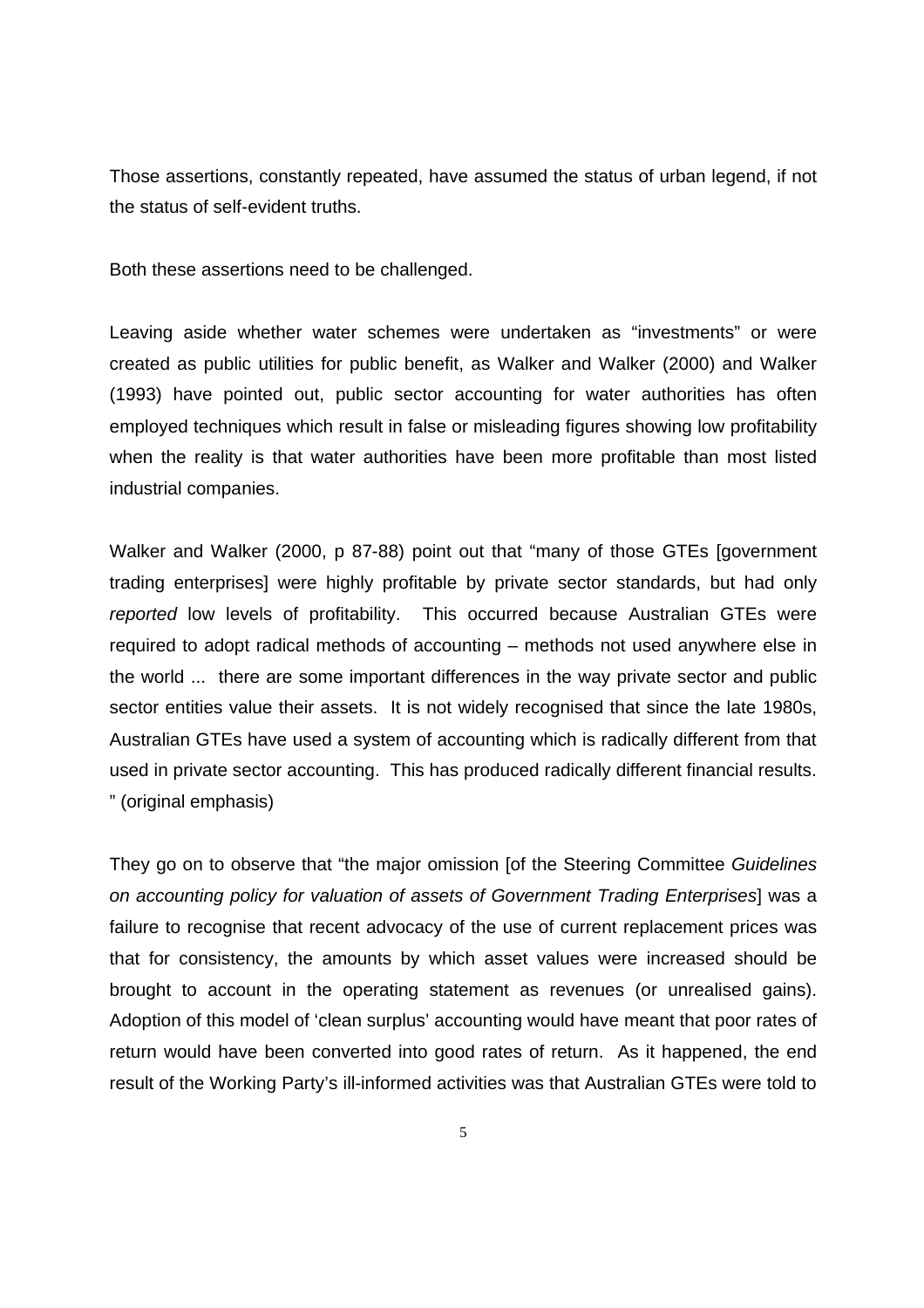Those assertions, constantly repeated, have assumed the status of urban legend, if not the status of self-evident truths.

Both these assertions need to be challenged.

Leaving aside whether water schemes were undertaken as "investments" or were created as public utilities for public benefit, as Walker and Walker (2000) and Walker (1993) have pointed out, public sector accounting for water authorities has often employed techniques which result in false or misleading figures showing low profitability when the reality is that water authorities have been more profitable than most listed industrial companies.

Walker and Walker (2000, p 87-88) point out that "many of those GTEs [government trading enterprises] were highly profitable by private sector standards, but had only *reported* low levels of profitability. This occurred because Australian GTEs were required to adopt radical methods of accounting – methods not used anywhere else in the world ... there are some important differences in the way private sector and public sector entities value their assets. It is not widely recognised that since the late 1980s, Australian GTEs have used a system of accounting which is radically different from that used in private sector accounting. This has produced radically different financial results. " (original emphasis)

They go on to observe that "the major omission [of the Steering Committee *Guidelines on accounting policy for valuation of assets of Government Trading Enterprises*] was a failure to recognise that recent advocacy of the use of current replacement prices was that for consistency, the amounts by which asset values were increased should be brought to account in the operating statement as revenues (or unrealised gains). Adoption of this model of 'clean surplus' accounting would have meant that poor rates of return would have been converted into good rates of return. As it happened, the end result of the Working Party's ill-informed activities was that Australian GTEs were told to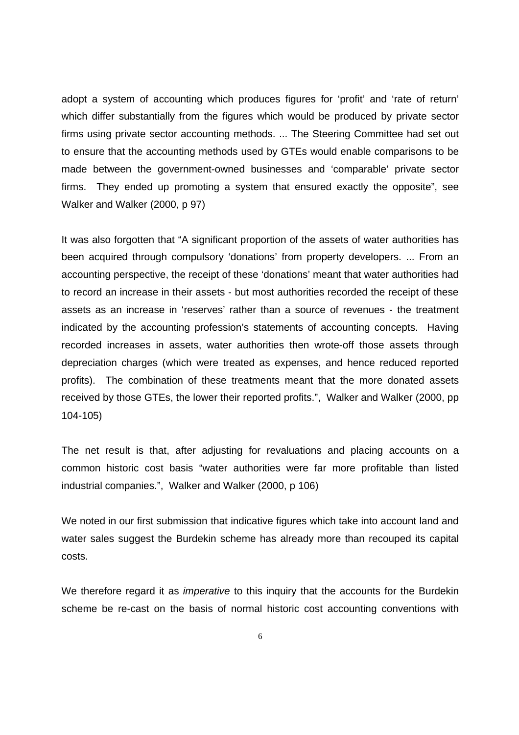adopt a system of accounting which produces figures for 'profit' and 'rate of return' which differ substantially from the figures which would be produced by private sector firms using private sector accounting methods. ... The Steering Committee had set out to ensure that the accounting methods used by GTEs would enable comparisons to be made between the government-owned businesses and 'comparable' private sector firms. They ended up promoting a system that ensured exactly the opposite", see Walker and Walker (2000, p 97)

It was also forgotten that "A significant proportion of the assets of water authorities has been acquired through compulsory 'donations' from property developers. ... From an accounting perspective, the receipt of these 'donations' meant that water authorities had to record an increase in their assets - but most authorities recorded the receipt of these assets as an increase in 'reserves' rather than a source of revenues - the treatment indicated by the accounting profession's statements of accounting concepts. Having recorded increases in assets, water authorities then wrote-off those assets through depreciation charges (which were treated as expenses, and hence reduced reported profits). The combination of these treatments meant that the more donated assets received by those GTEs, the lower their reported profits.", Walker and Walker (2000, pp 104-105)

The net result is that, after adjusting for revaluations and placing accounts on a common historic cost basis "water authorities were far more profitable than listed industrial companies.", Walker and Walker (2000, p 106)

We noted in our first submission that indicative figures which take into account land and water sales suggest the Burdekin scheme has already more than recouped its capital costs.

We therefore regard it as *imperative* to this inquiry that the accounts for the Burdekin scheme be re-cast on the basis of normal historic cost accounting conventions with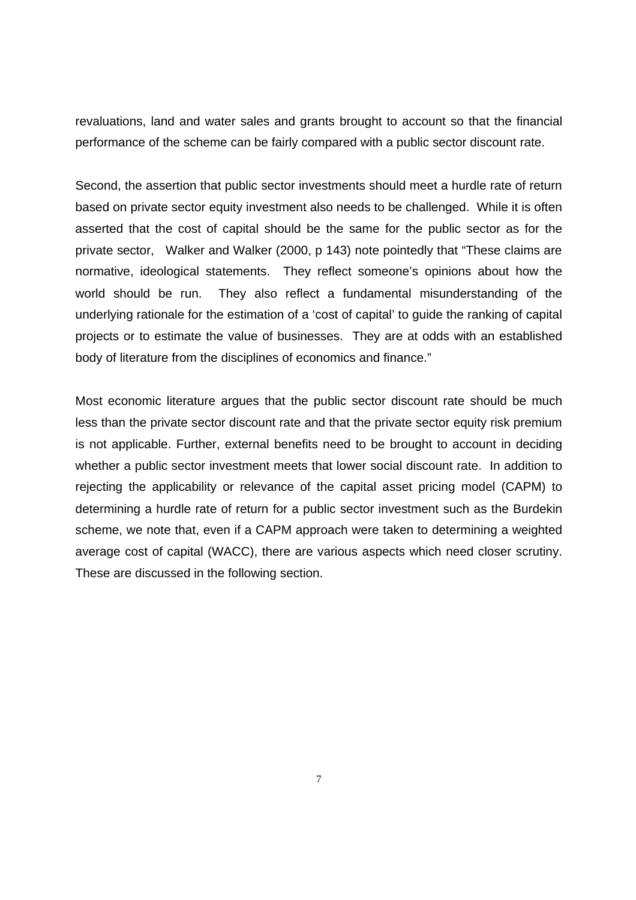revaluations, land and water sales and grants brought to account so that the financial performance of the scheme can be fairly compared with a public sector discount rate.

Second, the assertion that public sector investments should meet a hurdle rate of return based on private sector equity investment also needs to be challenged. While it is often asserted that the cost of capital should be the same for the public sector as for the private sector, Walker and Walker (2000, p 143) note pointedly that "These claims are normative, ideological statements. They reflect someone's opinions about how the world should be run. They also reflect a fundamental misunderstanding of the underlying rationale for the estimation of a 'cost of capital' to guide the ranking of capital projects or to estimate the value of businesses. They are at odds with an established body of literature from the disciplines of economics and finance."

Most economic literature argues that the public sector discount rate should be much less than the private sector discount rate and that the private sector equity risk premium is not applicable. Further, external benefits need to be brought to account in deciding whether a public sector investment meets that lower social discount rate. In addition to rejecting the applicability or relevance of the capital asset pricing model (CAPM) to determining a hurdle rate of return for a public sector investment such as the Burdekin scheme, we note that, even if a CAPM approach were taken to determining a weighted average cost of capital (WACC), there are various aspects which need closer scrutiny. These are discussed in the following section.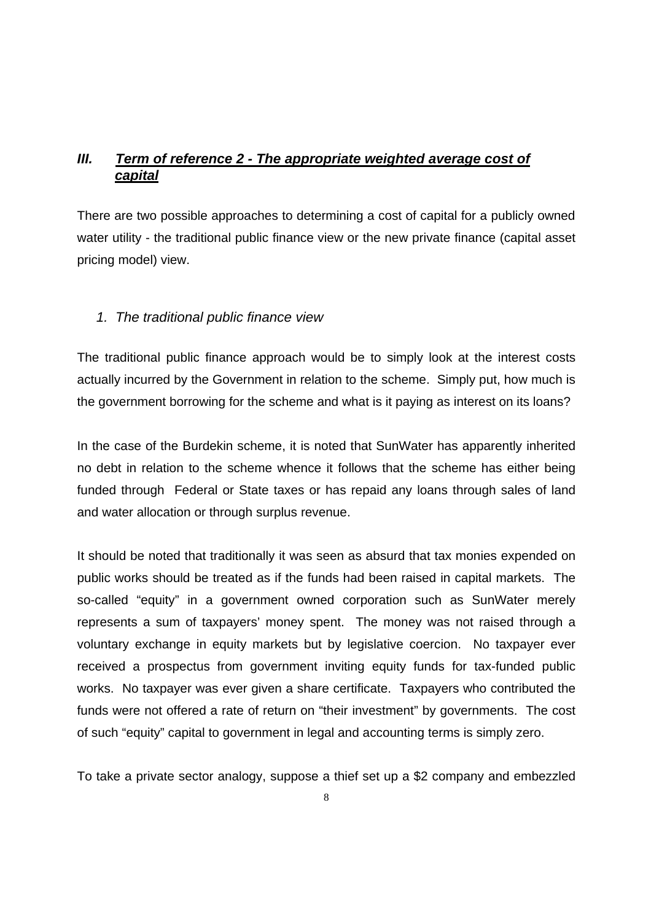## ***III. Term of reference 2 - The appropriate weighted average cost of capital***

There are two possible approaches to determining a cost of capital for a publicly owned water utility - the traditional public finance view or the new private finance (capital asset pricing model) view.

### *1. The traditional public finance view*

The traditional public finance approach would be to simply look at the interest costs actually incurred by the Government in relation to the scheme. Simply put, how much is the government borrowing for the scheme and what is it paying as interest on its loans?

In the case of the Burdekin scheme, it is noted that SunWater has apparently inherited no debt in relation to the scheme whence it follows that the scheme has either being funded through Federal or State taxes or has repaid any loans through sales of land and water allocation or through surplus revenue.

It should be noted that traditionally it was seen as absurd that tax monies expended on public works should be treated as if the funds had been raised in capital markets. The so-called "equity" in a government owned corporation such as SunWater merely represents a sum of taxpayers' money spent. The money was not raised through a voluntary exchange in equity markets but by legislative coercion. No taxpayer ever received a prospectus from government inviting equity funds for tax-funded public works. No taxpayer was ever given a share certificate. Taxpayers who contributed the funds were not offered a rate of return on "their investment" by governments. The cost of such "equity" capital to government in legal and accounting terms is simply zero.

To take a private sector analogy, suppose a thief set up a $2 company and embezzled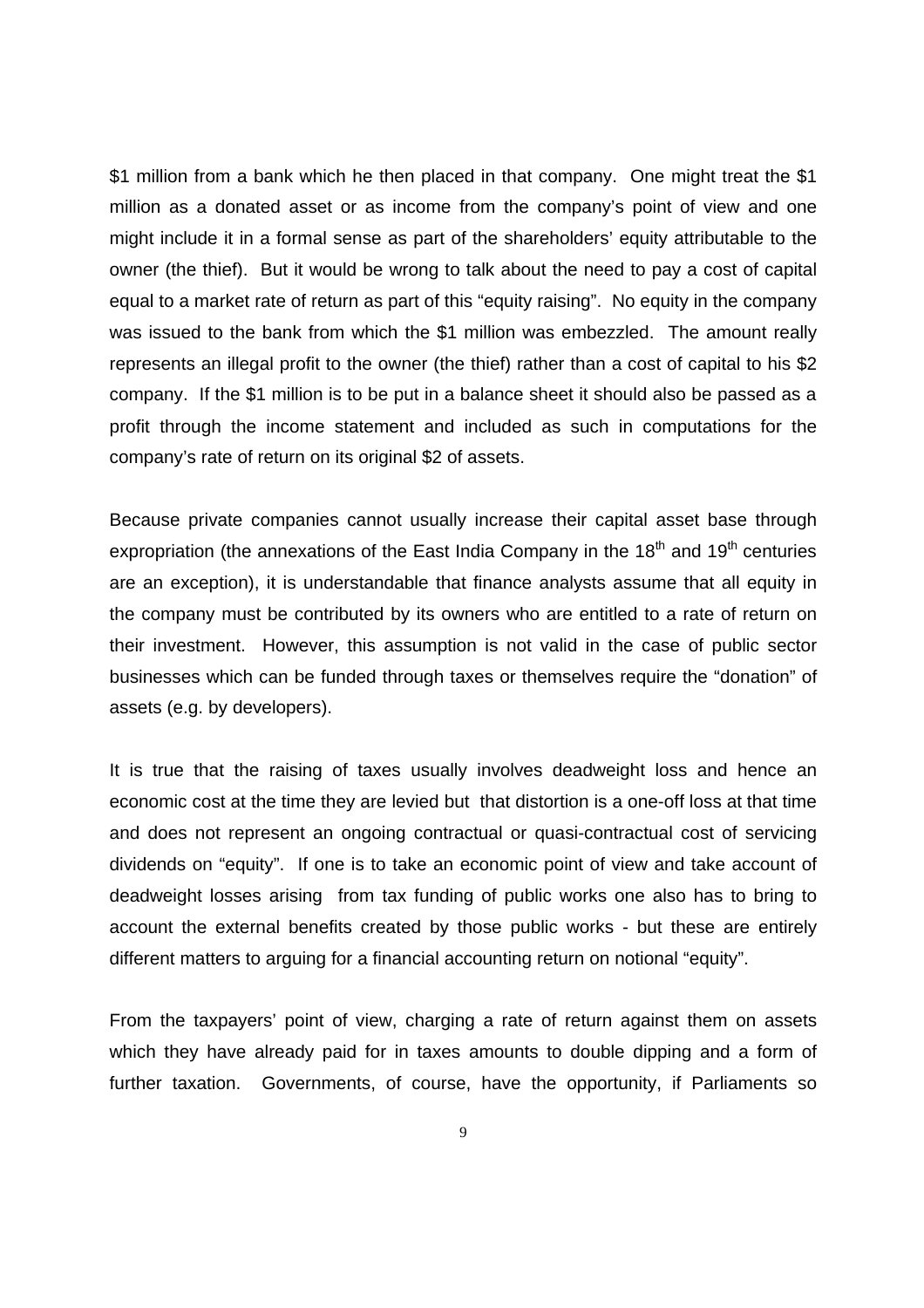$1 million from a bank which he then placed in that company. One might treat the $1 million as a donated asset or as income from the company's point of view and one might include it in a formal sense as part of the shareholders' equity attributable to the owner (the thief). But it would be wrong to talk about the need to pay a cost of capital equal to a market rate of return as part of this "equity raising". No equity in the company was issued to the bank from which the $1 million was embezzled. The amount really represents an illegal profit to the owner (the thief) rather than a cost of capital to his $2 company. If the $1 million is to be put in a balance sheet it should also be passed as a profit through the income statement and included as such in computations for the company's rate of return on its original $2 of assets.

Because private companies cannot usually increase their capital asset base through expropriation (the annexations of the East India Company in the 18th and 19th centuries are an exception), it is understandable that finance analysts assume that all equity in the company must be contributed by its owners who are entitled to a rate of return on their investment. However, this assumption is not valid in the case of public sector businesses which can be funded through taxes or themselves require the "donation" of assets (e.g. by developers).

It is true that the raising of taxes usually involves deadweight loss and hence an economic cost at the time they are levied but that distortion is a one-off loss at that time and does not represent an ongoing contractual or quasi-contractual cost of servicing dividends on "equity". If one is to take an economic point of view and take account of deadweight losses arising from tax funding of public works one also has to bring to account the external benefits created by those public works - but these are entirely different matters to arguing for a financial accounting return on notional "equity".

From the taxpayers' point of view, charging a rate of return against them on assets which they have already paid for in taxes amounts to double dipping and a form of further taxation. Governments, of course, have the opportunity, if Parliaments so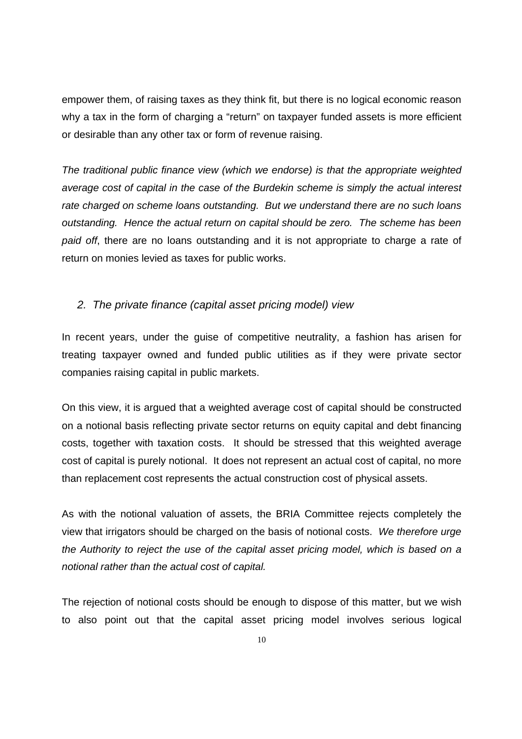empower them, of raising taxes as they think fit, but there is no logical economic reason why a tax in the form of charging a "return" on taxpayer funded assets is more efficient or desirable than any other tax or form of revenue raising.

*The traditional public finance view (which we endorse) is that the appropriate weighted average cost of capital in the case of the Burdekin scheme is simply the actual interest rate charged on scheme loans outstanding. But we understand there are no such loans outstanding. Hence the actual return on capital should be zero. The scheme has been paid off*, there are no loans outstanding and it is not appropriate to charge a rate of return on monies levied as taxes for public works.

### *2. The private finance (capital asset pricing model) view*

In recent years, under the guise of competitive neutrality, a fashion has arisen for treating taxpayer owned and funded public utilities as if they were private sector companies raising capital in public markets.

On this view, it is argued that a weighted average cost of capital should be constructed on a notional basis reflecting private sector returns on equity capital and debt financing costs, together with taxation costs. It should be stressed that this weighted average cost of capital is purely notional. It does not represent an actual cost of capital, no more than replacement cost represents the actual construction cost of physical assets.

As with the notional valuation of assets, the BRIA Committee rejects completely the view that irrigators should be charged on the basis of notional costs. *We therefore urge the Authority to reject the use of the capital asset pricing model, which is based on a notional rather than the actual cost of capital.*

The rejection of notional costs should be enough to dispose of this matter, but we wish to also point out that the capital asset pricing model involves serious logical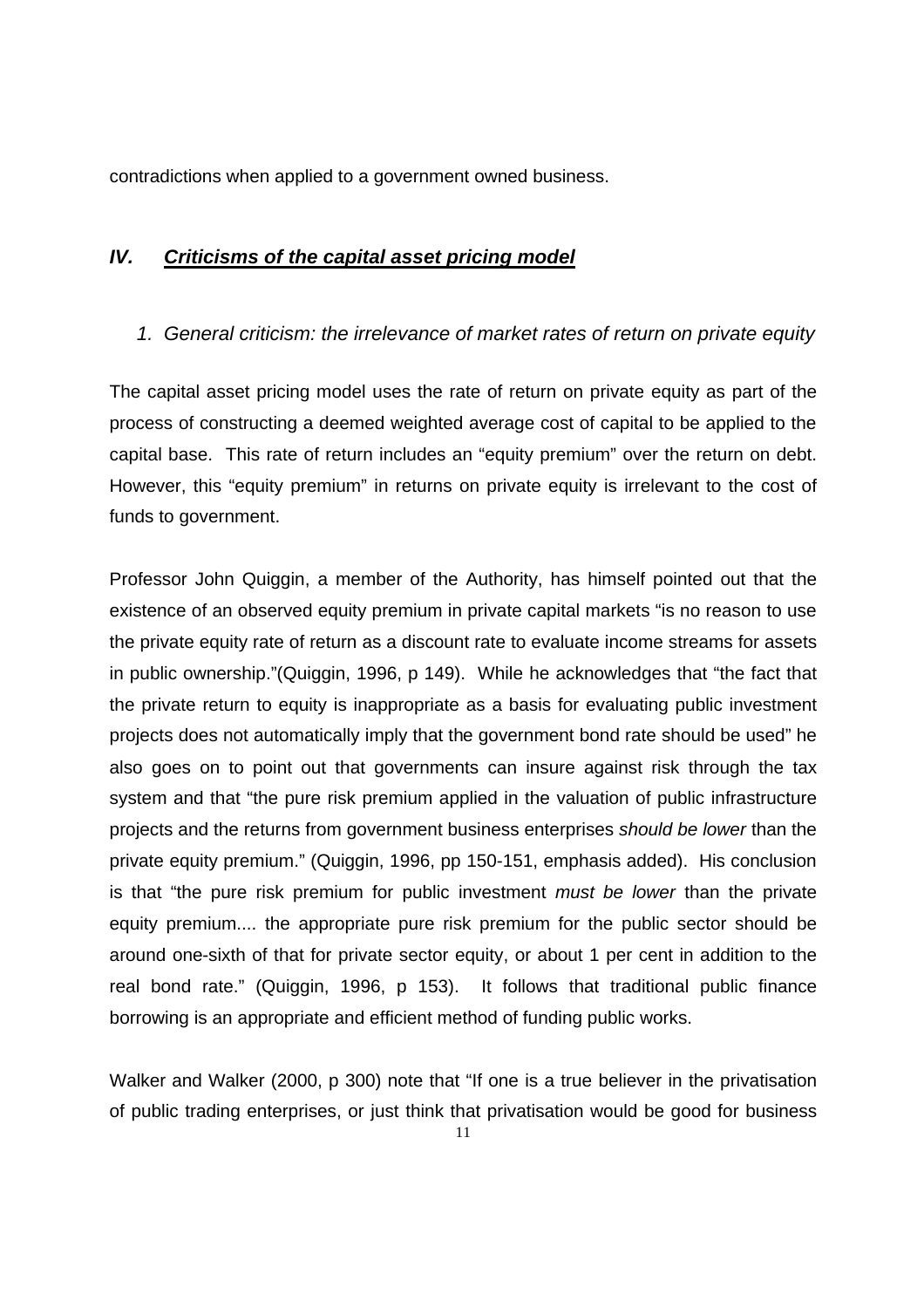contradictions when applied to a government owned business.

## *IV. Criticisms of the capital asset pricing model*

### *1. General criticism: the irrelevance of market rates of return on private equity*

The capital asset pricing model uses the rate of return on private equity as part of the process of constructing a deemed weighted average cost of capital to be applied to the capital base. This rate of return includes an "equity premium" over the return on debt. However, this "equity premium" in returns on private equity is irrelevant to the cost of funds to government.

Professor John Quiggin, a member of the Authority, has himself pointed out that the existence of an observed equity premium in private capital markets "is no reason to use the private equity rate of return as a discount rate to evaluate income streams for assets in public ownership."(Quiggin, 1996, p 149). While he acknowledges that "the fact that the private return to equity is inappropriate as a basis for evaluating public investment projects does not automatically imply that the government bond rate should be used" he also goes on to point out that governments can insure against risk through the tax system and that "the pure risk premium applied in the valuation of public infrastructure projects and the returns from government business enterprises *should be lower* than the private equity premium." (Quiggin, 1996, pp 150-151, emphasis added). His conclusion is that "the pure risk premium for public investment *must be lower* than the private equity premium.... the appropriate pure risk premium for the public sector should be around one-sixth of that for private sector equity, or about 1 per cent in addition to the real bond rate." (Quiggin, 1996, p 153). It follows that traditional public finance borrowing is an appropriate and efficient method of funding public works.

Walker and Walker (2000, p 300) note that "If one is a true believer in the privatisation of public trading enterprises, or just think that privatisation would be good for business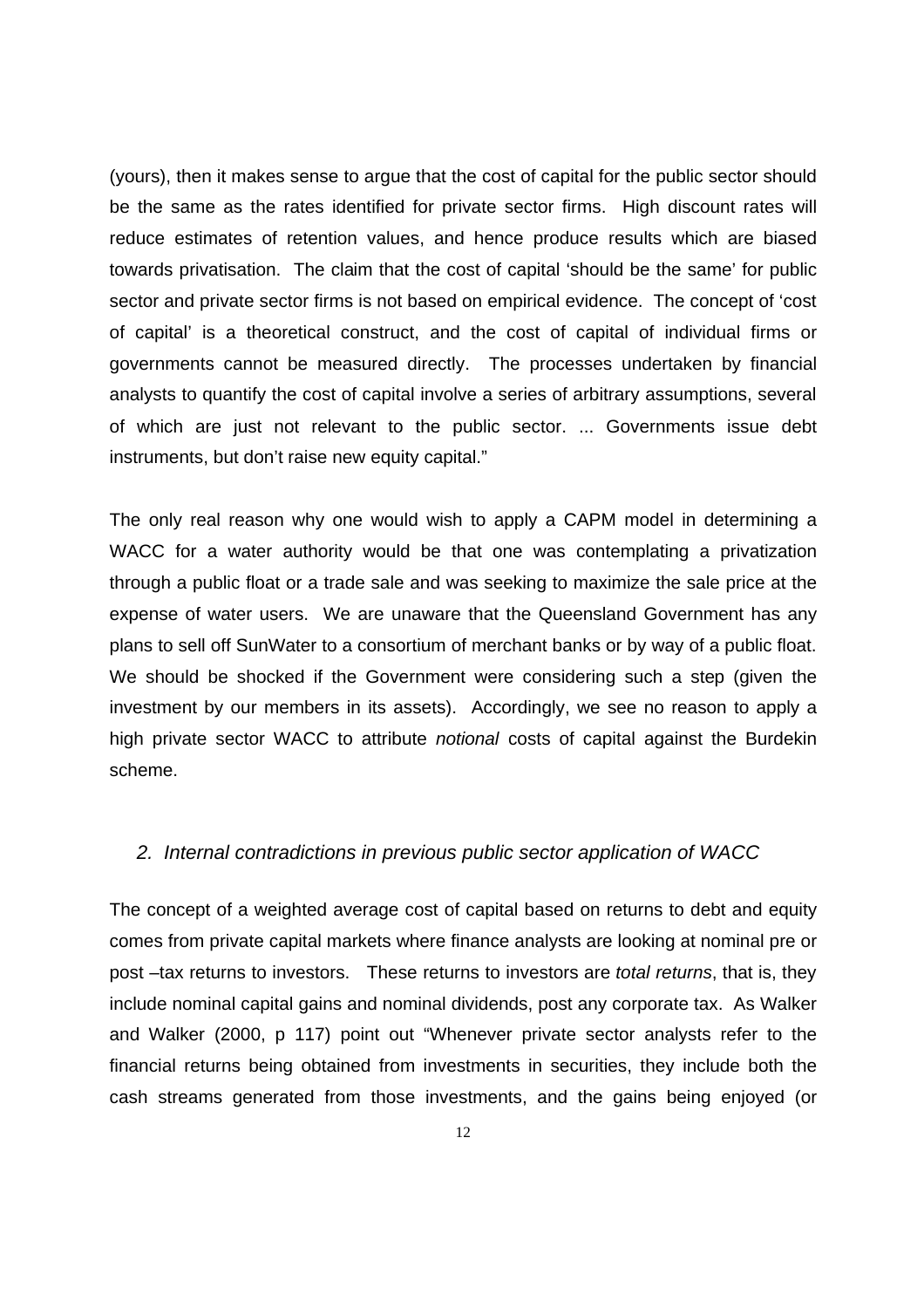(yours), then it makes sense to argue that the cost of capital for the public sector should be the same as the rates identified for private sector firms. High discount rates will reduce estimates of retention values, and hence produce results which are biased towards privatisation. The claim that the cost of capital 'should be the same' for public sector and private sector firms is not based on empirical evidence. The concept of 'cost of capital' is a theoretical construct, and the cost of capital of individual firms or governments cannot be measured directly. The processes undertaken by financial analysts to quantify the cost of capital involve a series of arbitrary assumptions, several of which are just not relevant to the public sector. ... Governments issue debt instruments, but don't raise new equity capital."

The only real reason why one would wish to apply a CAPM model in determining a WACC for a water authority would be that one was contemplating a privatization through a public float or a trade sale and was seeking to maximize the sale price at the expense of water users. We are unaware that the Queensland Government has any plans to sell off SunWater to a consortium of merchant banks or by way of a public float. We should be shocked if the Government were considering such a step (given the investment by our members in its assets). Accordingly, we see no reason to apply a high private sector WACC to attribute *notional* costs of capital against the Burdekin scheme.

### *2. Internal contradictions in previous public sector application of WACC*

The concept of a weighted average cost of capital based on returns to debt and equity comes from private capital markets where finance analysts are looking at nominal pre or post –tax returns to investors. These returns to investors are *total returns*, that is, they include nominal capital gains and nominal dividends, post any corporate tax. As Walker and Walker (2000, p 117) point out "Whenever private sector analysts refer to the financial returns being obtained from investments in securities, they include both the cash streams generated from those investments, and the gains being enjoyed (or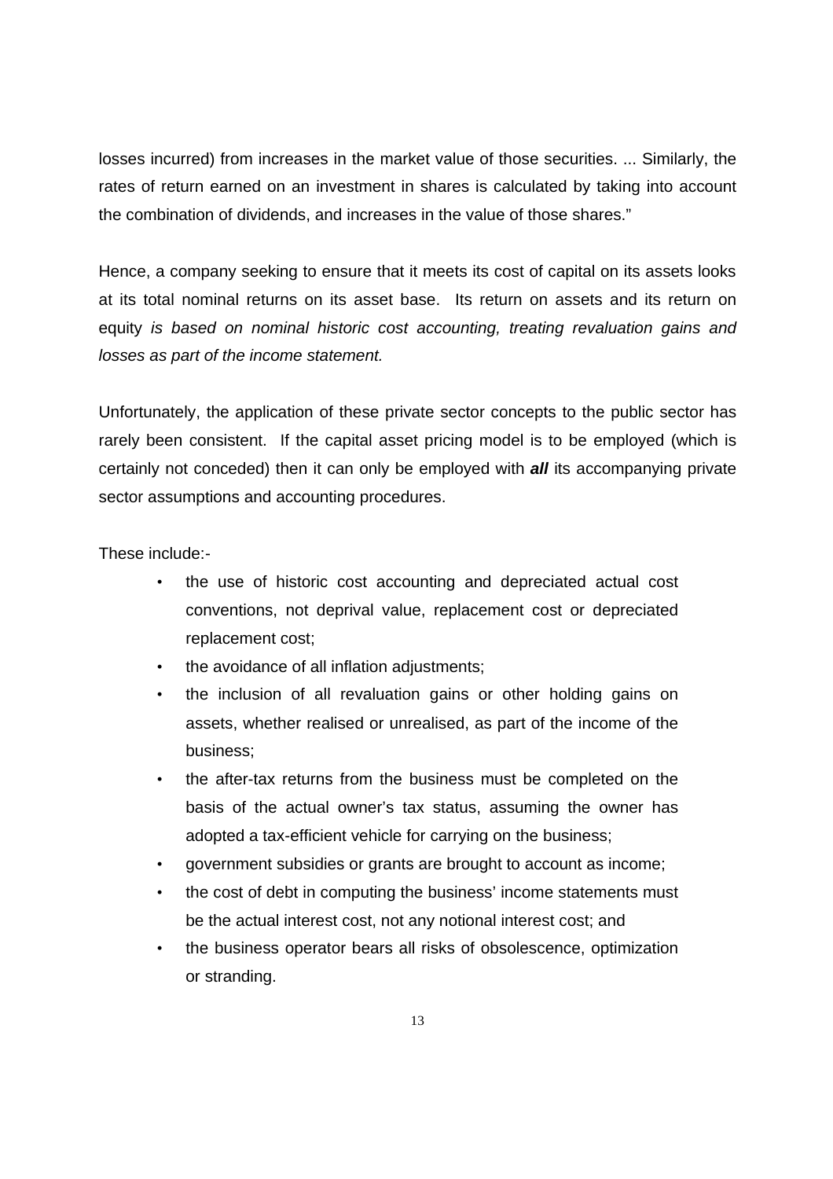losses incurred) from increases in the market value of those securities. ... Similarly, the rates of return earned on an investment in shares is calculated by taking into account the combination of dividends, and increases in the value of those shares."

Hence, a company seeking to ensure that it meets its cost of capital on its assets looks at its total nominal returns on its asset base. Its return on assets and its return on equity *is based on nominal historic cost accounting, treating revaluation gains and losses as part of the income statement.*

Unfortunately, the application of these private sector concepts to the public sector has rarely been consistent. If the capital asset pricing model is to be employed (which is certainly not conceded) then it can only be employed with ***all*** its accompanying private sector assumptions and accounting procedures.

These include:-

- the use of historic cost accounting and depreciated actual cost conventions, not deprival value, replacement cost or depreciated replacement cost;
- the avoidance of all inflation adjustments;
- the inclusion of all revaluation gains or other holding gains on assets, whether realised or unrealised, as part of the income of the business;
- the after-tax returns from the business must be completed on the basis of the actual owner's tax status, assuming the owner has adopted a tax-efficient vehicle for carrying on the business;
- government subsidies or grants are brought to account as income;
- the cost of debt in computing the business' income statements must be the actual interest cost, not any notional interest cost; and
- the business operator bears all risks of obsolescence, optimization or stranding.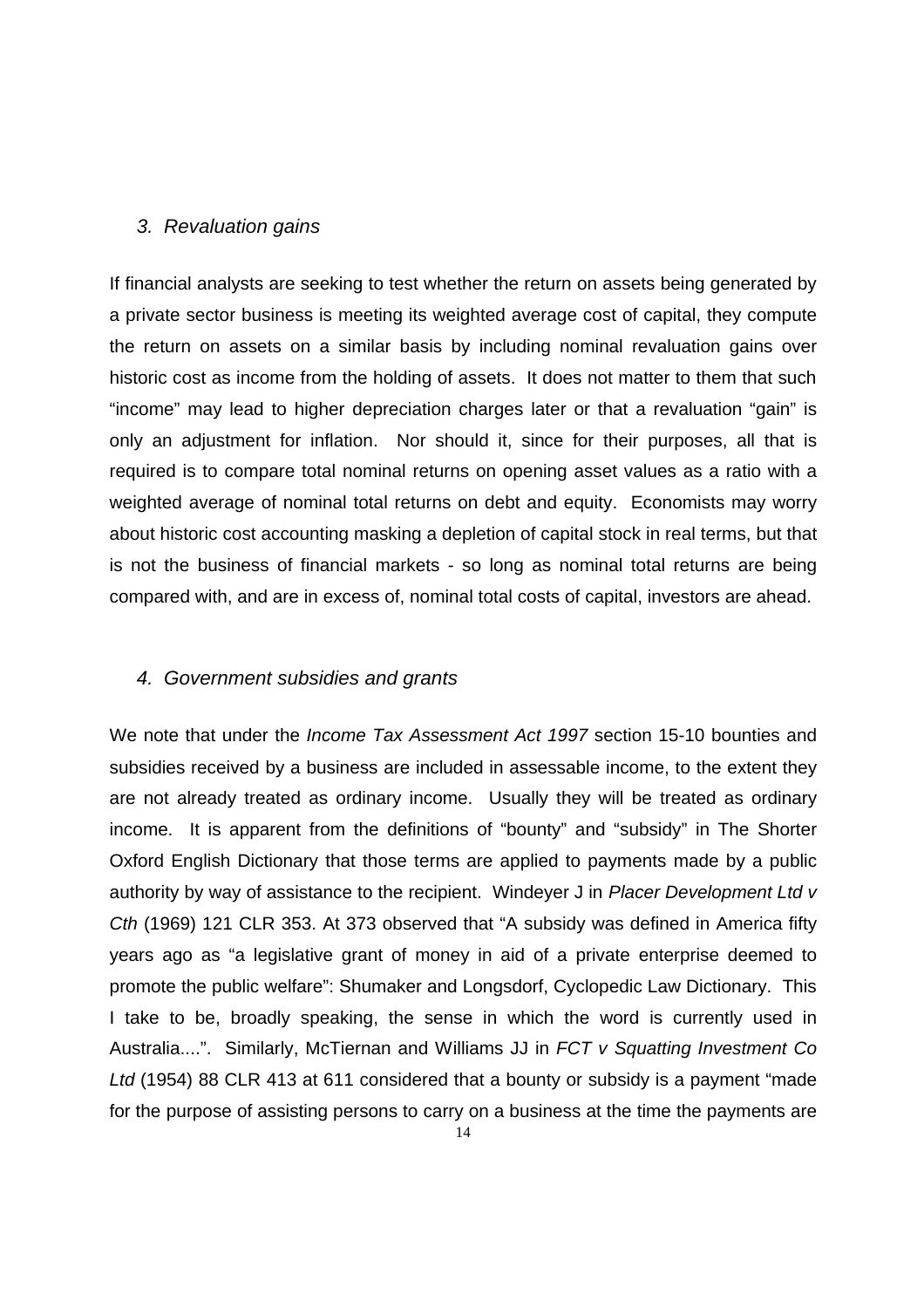### *3. Revaluation gains*

If financial analysts are seeking to test whether the return on assets being generated by a private sector business is meeting its weighted average cost of capital, they compute the return on assets on a similar basis by including nominal revaluation gains over historic cost as income from the holding of assets. It does not matter to them that such "income" may lead to higher depreciation charges later or that a revaluation "gain" is only an adjustment for inflation. Nor should it, since for their purposes, all that is required is to compare total nominal returns on opening asset values as a ratio with a weighted average of nominal total returns on debt and equity. Economists may worry about historic cost accounting masking a depletion of capital stock in real terms, but that is not the business of financial markets - so long as nominal total returns are being compared with, and are in excess of, nominal total costs of capital, investors are ahead.

### *4. Government subsidies and grants*

We note that under the *Income Tax Assessment Act 1997* section 15-10 bounties and subsidies received by a business are included in assessable income, to the extent they are not already treated as ordinary income. Usually they will be treated as ordinary income. It is apparent from the definitions of "bounty" and "subsidy" in The Shorter Oxford English Dictionary that those terms are applied to payments made by a public authority by way of assistance to the recipient. Windeyer J in *Placer Development Ltd v Cth* (1969) 121 CLR 353. At 373 observed that "A subsidy was defined in America fifty years ago as "a legislative grant of money in aid of a private enterprise deemed to promote the public welfare": Shumaker and Longsdorf, Cyclopedic Law Dictionary. This I take to be, broadly speaking, the sense in which the word is currently used in Australia....". Similarly, McTiernan and Williams JJ in *FCT v Squatting Investment Co Ltd* (1954) 88 CLR 413 at 611 considered that a bounty or subsidy is a payment "made for the purpose of assisting persons to carry on a business at the time the payments are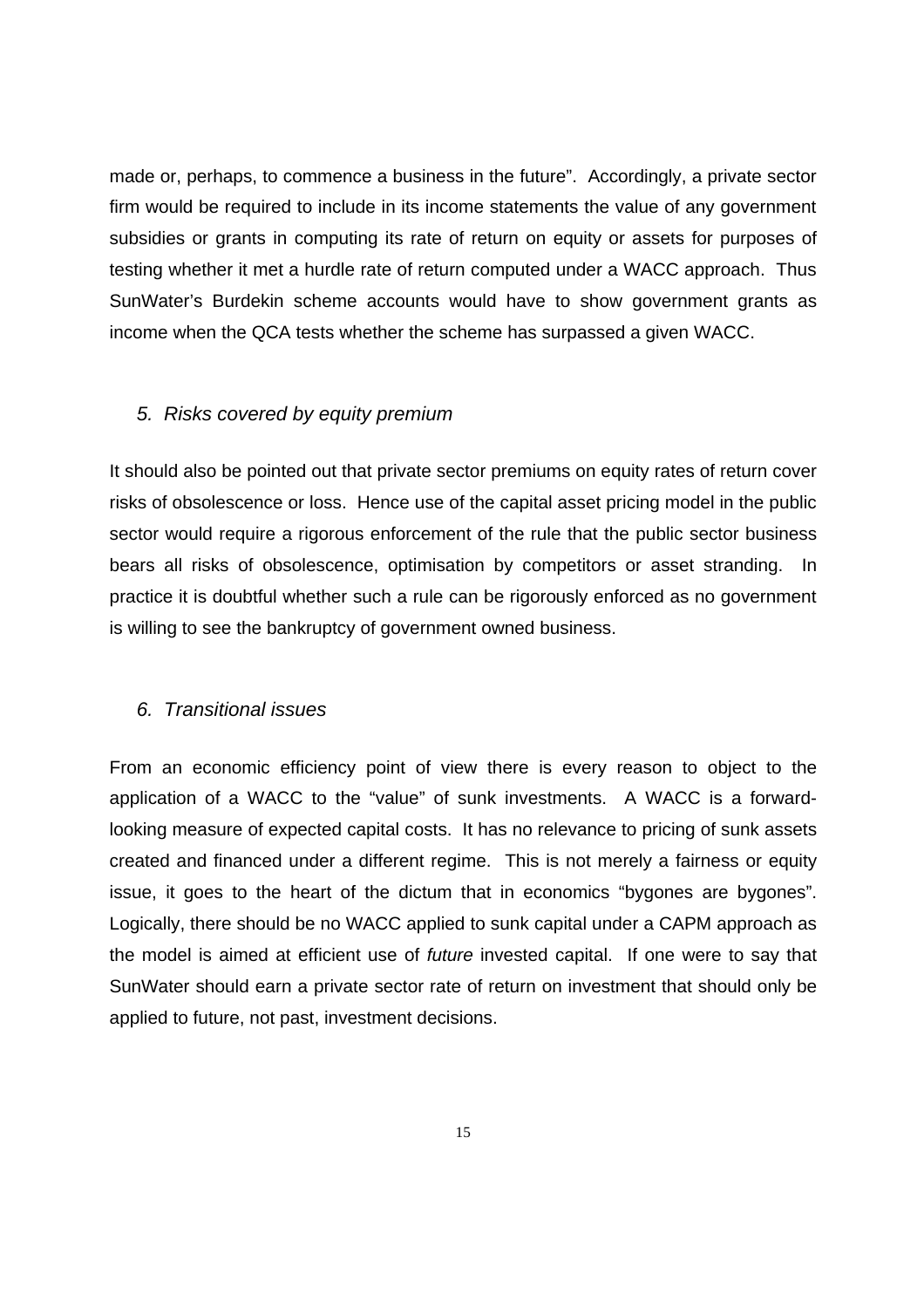made or, perhaps, to commence a business in the future". Accordingly, a private sector firm would be required to include in its income statements the value of any government subsidies or grants in computing its rate of return on equity or assets for purposes of testing whether it met a hurdle rate of return computed under a WACC approach. Thus SunWater's Burdekin scheme accounts would have to show government grants as income when the QCA tests whether the scheme has surpassed a given WACC.

### *5. Risks covered by equity premium*

It should also be pointed out that private sector premiums on equity rates of return cover risks of obsolescence or loss. Hence use of the capital asset pricing model in the public sector would require a rigorous enforcement of the rule that the public sector business bears all risks of obsolescence, optimisation by competitors or asset stranding. In practice it is doubtful whether such a rule can be rigorously enforced as no government is willing to see the bankruptcy of government owned business.

### *6. Transitional issues*

From an economic efficiency point of view there is every reason to object to the application of a WACC to the "value" of sunk investments. A WACC is a forward-looking measure of expected capital costs. It has no relevance to pricing of sunk assets created and financed under a different regime. This is not merely a fairness or equity issue, it goes to the heart of the dictum that in economics "bygones are bygones". Logically, there should be no WACC applied to sunk capital under a CAPM approach as the model is aimed at efficient use of *future* invested capital. If one were to say that SunWater should earn a private sector rate of return on investment that should only be applied to future, not past, investment decisions.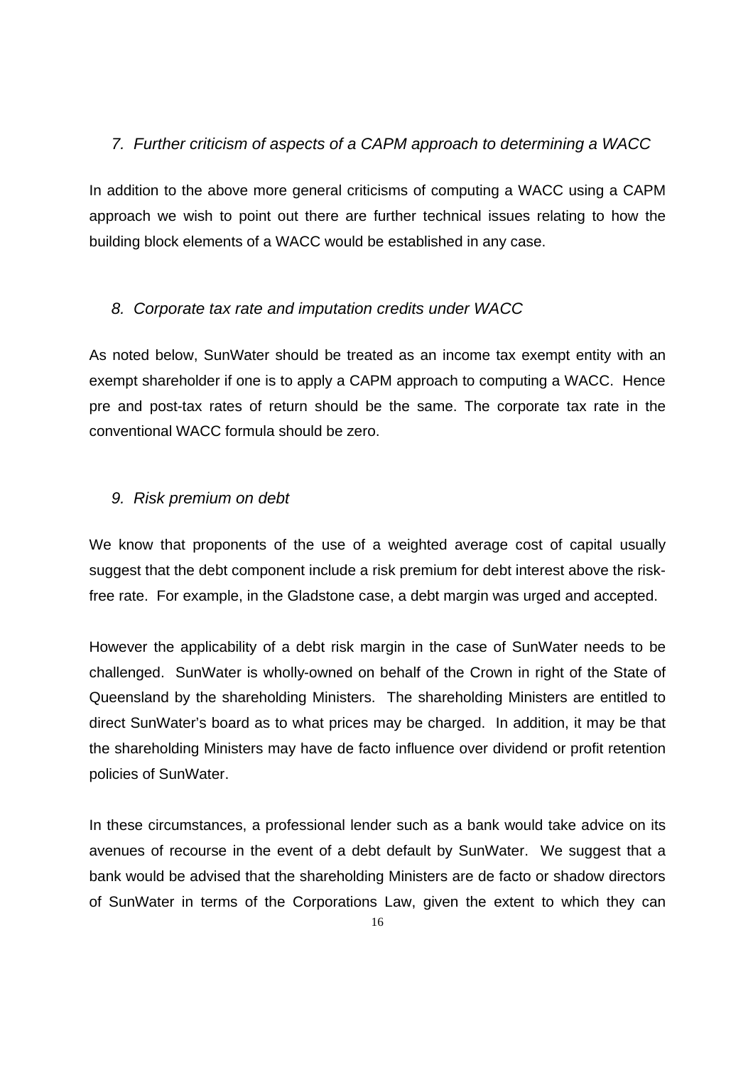### *7. Further criticism of aspects of a CAPM approach to determining a WACC*

In addition to the above more general criticisms of computing a WACC using a CAPM approach we wish to point out there are further technical issues relating to how the building block elements of a WACC would be established in any case.

### *8. Corporate tax rate and imputation credits under WACC*

As noted below, SunWater should be treated as an income tax exempt entity with an exempt shareholder if one is to apply a CAPM approach to computing a WACC. Hence pre and post-tax rates of return should be the same. The corporate tax rate in the conventional WACC formula should be zero.

### *9. Risk premium on debt*

We know that proponents of the use of a weighted average cost of capital usually suggest that the debt component include a risk premium for debt interest above the risk-free rate. For example, in the Gladstone case, a debt margin was urged and accepted.

However the applicability of a debt risk margin in the case of SunWater needs to be challenged. SunWater is wholly-owned on behalf of the Crown in right of the State of Queensland by the shareholding Ministers. The shareholding Ministers are entitled to direct SunWater's board as to what prices may be charged. In addition, it may be that the shareholding Ministers may have de facto influence over dividend or profit retention policies of SunWater.

In these circumstances, a professional lender such as a bank would take advice on its avenues of recourse in the event of a debt default by SunWater. We suggest that a bank would be advised that the shareholding Ministers are de facto or shadow directors of SunWater in terms of the Corporations Law, given the extent to which they can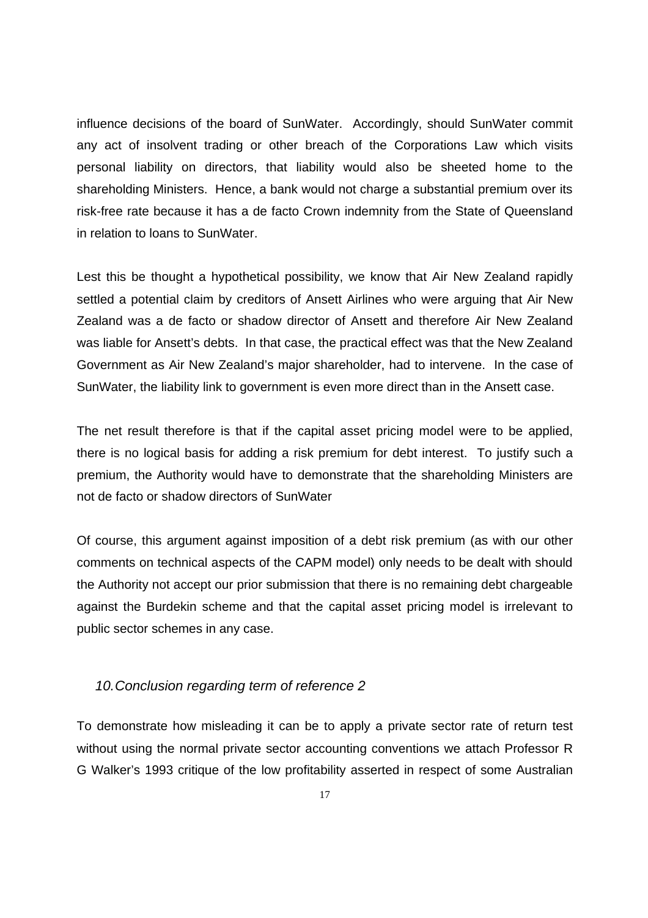influence decisions of the board of SunWater. Accordingly, should SunWater commit any act of insolvent trading or other breach of the Corporations Law which visits personal liability on directors, that liability would also be sheeted home to the shareholding Ministers. Hence, a bank would not charge a substantial premium over its risk-free rate because it has a de facto Crown indemnity from the State of Queensland in relation to loans to SunWater.

Lest this be thought a hypothetical possibility, we know that Air New Zealand rapidly settled a potential claim by creditors of Ansett Airlines who were arguing that Air New Zealand was a de facto or shadow director of Ansett and therefore Air New Zealand was liable for Ansett's debts. In that case, the practical effect was that the New Zealand Government as Air New Zealand's major shareholder, had to intervene. In the case of SunWater, the liability link to government is even more direct than in the Ansett case.

The net result therefore is that if the capital asset pricing model were to be applied, there is no logical basis for adding a risk premium for debt interest. To justify such a premium, the Authority would have to demonstrate that the shareholding Ministers are not de facto or shadow directors of SunWater

Of course, this argument against imposition of a debt risk premium (as with our other comments on technical aspects of the CAPM model) only needs to be dealt with should the Authority not accept our prior submission that there is no remaining debt chargeable against the Burdekin scheme and that the capital asset pricing model is irrelevant to public sector schemes in any case.

### *10. Conclusion regarding term of reference 2*

To demonstrate how misleading it can be to apply a private sector rate of return test without using the normal private sector accounting conventions we attach Professor R G Walker's 1993 critique of the low profitability asserted in respect of some Australian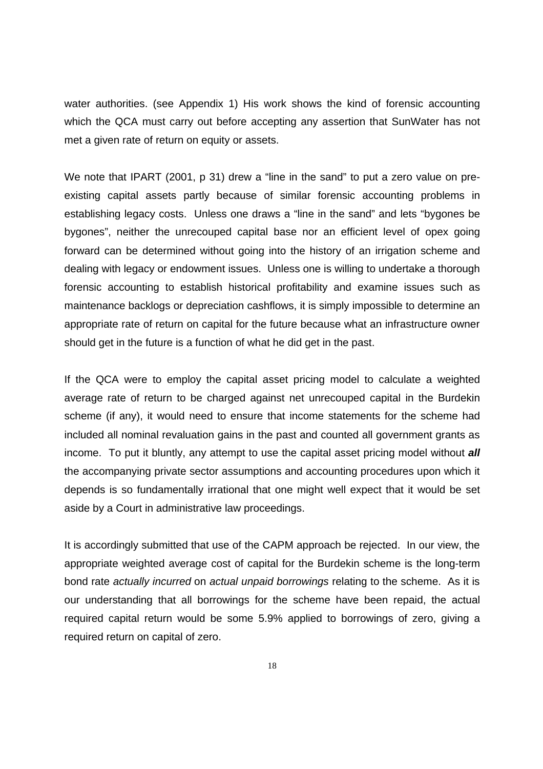water authorities. (see Appendix 1) His work shows the kind of forensic accounting which the QCA must carry out before accepting any assertion that SunWater has not met a given rate of return on equity or assets.

We note that IPART (2001, p 31) drew a “line in the sand” to put a zero value on pre-existing capital assets partly because of similar forensic accounting problems in establishing legacy costs. Unless one draws a “line in the sand” and lets “bygones be bygones”, neither the unrecouped capital base nor an efficient level of opex going forward can be determined without going into the history of an irrigation scheme and dealing with legacy or endowment issues. Unless one is willing to undertake a thorough forensic accounting to establish historical profitability and examine issues such as maintenance backlogs or depreciation cashflows, it is simply impossible to determine an appropriate rate of return on capital for the future because what an infrastructure owner should get in the future is a function of what he did get in the past.

If the QCA were to employ the capital asset pricing model to calculate a weighted average rate of return to be charged against net unrecouped capital in the Burdekin scheme (if any), it would need to ensure that income statements for the scheme had included all nominal revaluation gains in the past and counted all government grants as income. To put it bluntly, any attempt to use the capital asset pricing model without ***all*** the accompanying private sector assumptions and accounting procedures upon which it depends is so fundamentally irrational that one might well expect that it would be set aside by a Court in administrative law proceedings.

It is accordingly submitted that use of the CAPM approach be rejected. In our view, the appropriate weighted average cost of capital for the Burdekin scheme is the long-term bond rate *actually incurred* on *actual unpaid borrowings* relating to the scheme. As it is our understanding that all borrowings for the scheme have been repaid, the actual required capital return would be some 5.9% applied to borrowings of zero, giving a required return on capital of zero.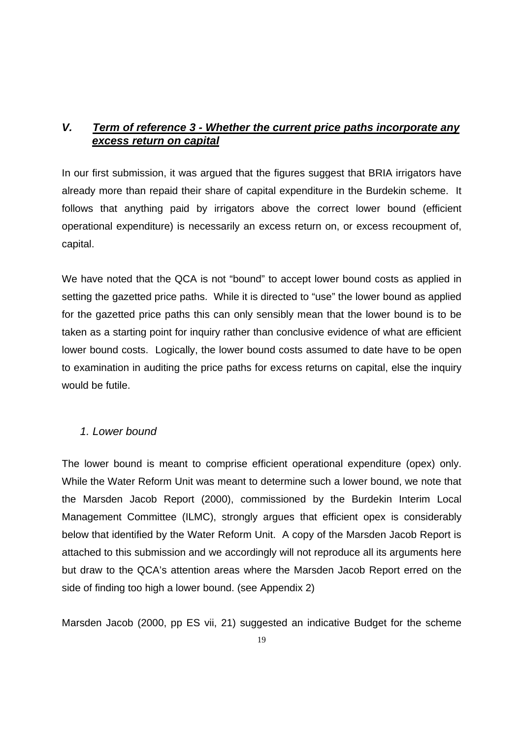## V. ***Term of reference 3 - Whether the current price paths incorporate any excess return on capital***

In our first submission, it was argued that the figures suggest that BRIA irrigators have already more than repaid their share of capital expenditure in the Burdekin scheme. It follows that anything paid by irrigators above the correct lower bound (efficient operational expenditure) is necessarily an excess return on, or excess recoupment of, capital.

We have noted that the QCA is not "bound" to accept lower bound costs as applied in setting the gazetted price paths. While it is directed to "use" the lower bound as applied for the gazetted price paths this can only sensibly mean that the lower bound is to be taken as a starting point for inquiry rather than conclusive evidence of what are efficient lower bound costs. Logically, the lower bound costs assumed to date have to be open to examination in auditing the price paths for excess returns on capital, else the inquiry would be futile.

### *1. Lower bound*

The lower bound is meant to comprise efficient operational expenditure (opex) only. While the Water Reform Unit was meant to determine such a lower bound, we note that the Marsden Jacob Report (2000), commissioned by the Burdekin Interim Local Management Committee (ILMC), strongly argues that efficient opex is considerably below that identified by the Water Reform Unit. A copy of the Marsden Jacob Report is attached to this submission and we accordingly will not reproduce all its arguments here but draw to the QCA's attention areas where the Marsden Jacob Report erred on the side of finding too high a lower bound. (see Appendix 2)

Marsden Jacob (2000, pp ES vii, 21) suggested an indicative Budget for the scheme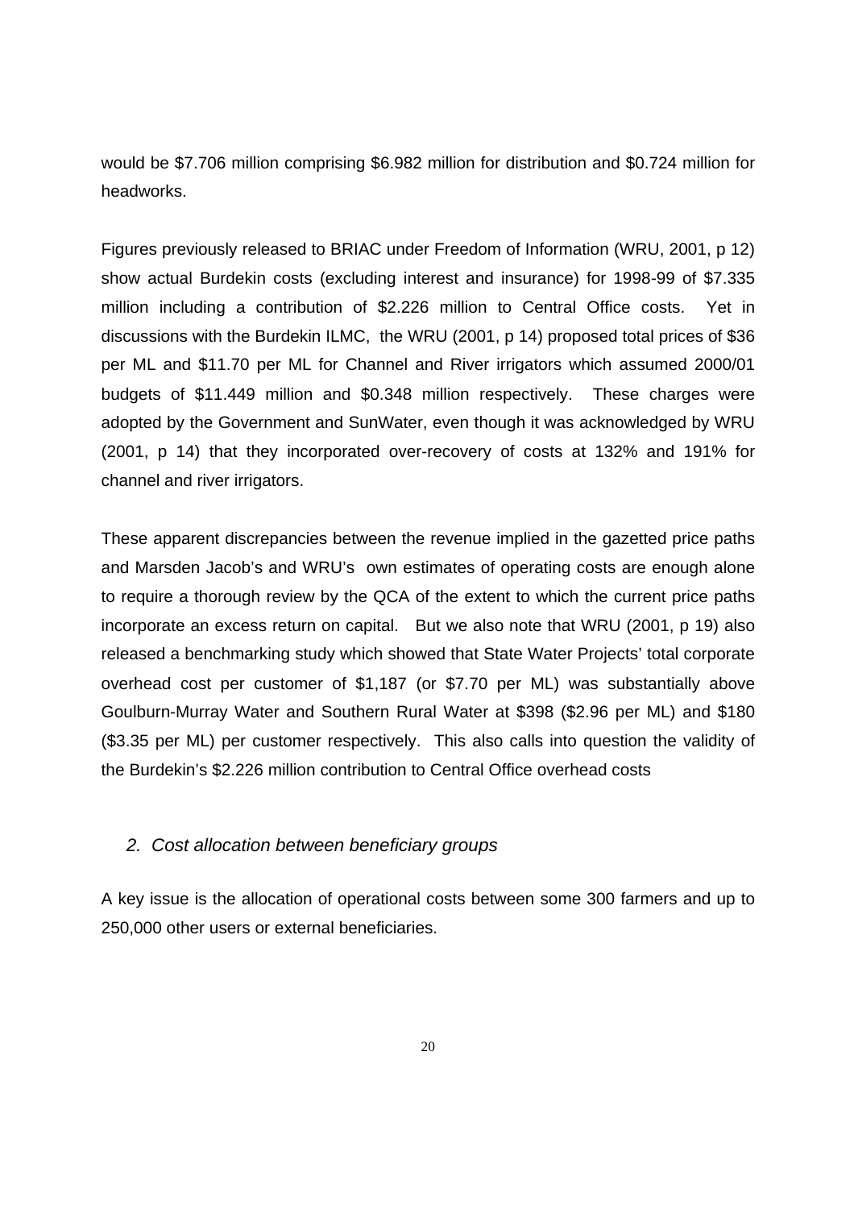would be $7.706 million comprising $6.982 million for distribution and $0.724 million for headworks.

Figures previously released to BRIAC under Freedom of Information (WRU, 2001, p 12) show actual Burdekin costs (excluding interest and insurance) for 1998-99 of $7.335 million including a contribution of $2.226 million to Central Office costs. Yet in discussions with the Burdekin ILMC, the WRU (2001, p 14) proposed total prices of $36 per ML and $11.70 per ML for Channel and River irrigators which assumed 2000/01 budgets of $11.449 million and $0.348 million respectively. These charges were adopted by the Government and SunWater, even though it was acknowledged by WRU (2001, p 14) that they incorporated over-recovery of costs at 132% and 191% for channel and river irrigators.

These apparent discrepancies between the revenue implied in the gazetted price paths and Marsden Jacob's and WRU's own estimates of operating costs are enough alone to require a thorough review by the QCA of the extent to which the current price paths incorporate an excess return on capital. But we also note that WRU (2001, p 19) also released a benchmarking study which showed that State Water Projects' total corporate overhead cost per customer of $1,187 (or $7.70 per ML) was substantially above Goulburn-Murray Water and Southern Rural Water at $398 ($2.96 per ML) and $180 ($3.35 per ML) per customer respectively. This also calls into question the validity of the Burdekin's $2.226 million contribution to Central Office overhead costs

### *2. Cost allocation between beneficiary groups*

A key issue is the allocation of operational costs between some 300 farmers and up to 250,000 other users or external beneficiaries.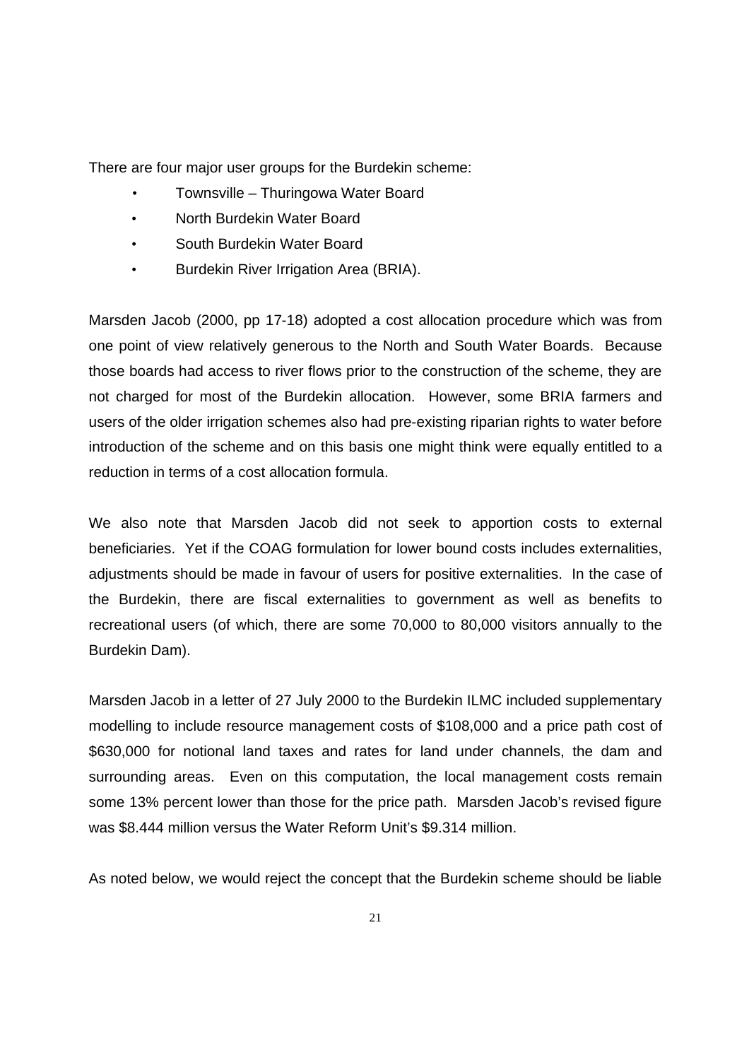There are four major user groups for the Burdekin scheme:

- Townsville – Thuringowa Water Board
- North Burdekin Water Board
- South Burdekin Water Board
- Burdekin River Irrigation Area (BRIA).

Marsden Jacob (2000, pp 17-18) adopted a cost allocation procedure which was from one point of view relatively generous to the North and South Water Boards. Because those boards had access to river flows prior to the construction of the scheme, they are not charged for most of the Burdekin allocation. However, some BRIA farmers and users of the older irrigation schemes also had pre-existing riparian rights to water before introduction of the scheme and on this basis one might think were equally entitled to a reduction in terms of a cost allocation formula.

We also note that Marsden Jacob did not seek to apportion costs to external beneficiaries. Yet if the COAG formulation for lower bound costs includes externalities, adjustments should be made in favour of users for positive externalities. In the case of the Burdekin, there are fiscal externalities to government as well as benefits to recreational users (of which, there are some 70,000 to 80,000 visitors annually to the Burdekin Dam).

Marsden Jacob in a letter of 27 July 2000 to the Burdekin ILMC included supplementary modelling to include resource management costs of $108,000 and a price path cost of $630,000 for notional land taxes and rates for land under channels, the dam and surrounding areas. Even on this computation, the local management costs remain some 13% percent lower than those for the price path. Marsden Jacob's revised figure was $8.444 million versus the Water Reform Unit's $9.314 million.

As noted below, we would reject the concept that the Burdekin scheme should be liable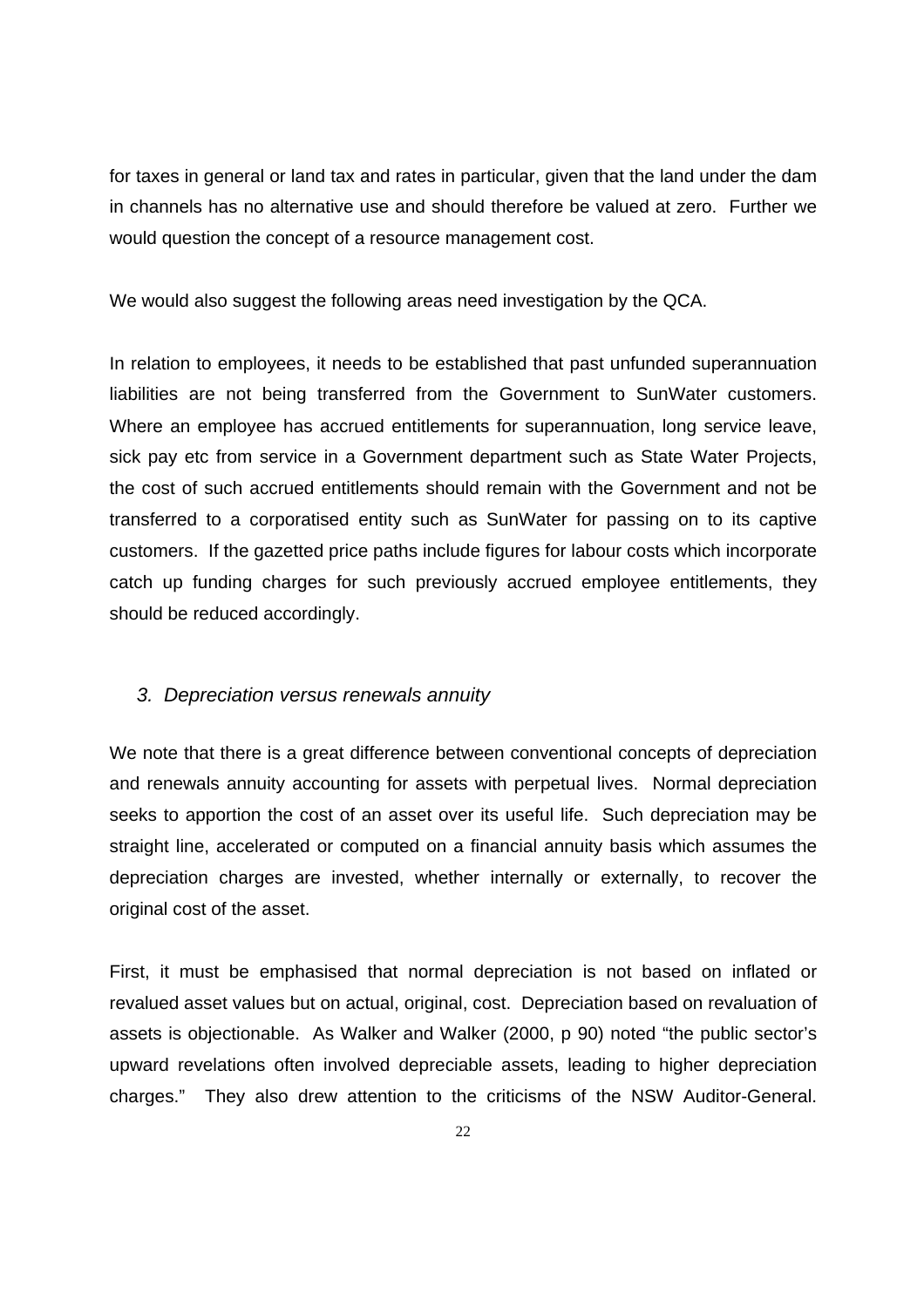for taxes in general or land tax and rates in particular, given that the land under the dam in channels has no alternative use and should therefore be valued at zero. Further we would question the concept of a resource management cost.

We would also suggest the following areas need investigation by the QCA.

In relation to employees, it needs to be established that past unfunded superannuation liabilities are not being transferred from the Government to SunWater customers. Where an employee has accrued entitlements for superannuation, long service leave, sick pay etc from service in a Government department such as State Water Projects, the cost of such accrued entitlements should remain with the Government and not be transferred to a corporatised entity such as SunWater for passing on to its captive customers. If the gazetted price paths include figures for labour costs which incorporate catch up funding charges for such previously accrued employee entitlements, they should be reduced accordingly.

### *3. Depreciation versus renewals annuity*

We note that there is a great difference between conventional concepts of depreciation and renewals annuity accounting for assets with perpetual lives. Normal depreciation seeks to apportion the cost of an asset over its useful life. Such depreciation may be straight line, accelerated or computed on a financial annuity basis which assumes the depreciation charges are invested, whether internally or externally, to recover the original cost of the asset.

First, it must be emphasised that normal depreciation is not based on inflated or revalued asset values but on actual, original, cost. Depreciation based on revaluation of assets is objectionable. As Walker and Walker (2000, p 90) noted "the public sector's upward revelations often involved depreciable assets, leading to higher depreciation charges." They also drew attention to the criticisms of the NSW Auditor-General.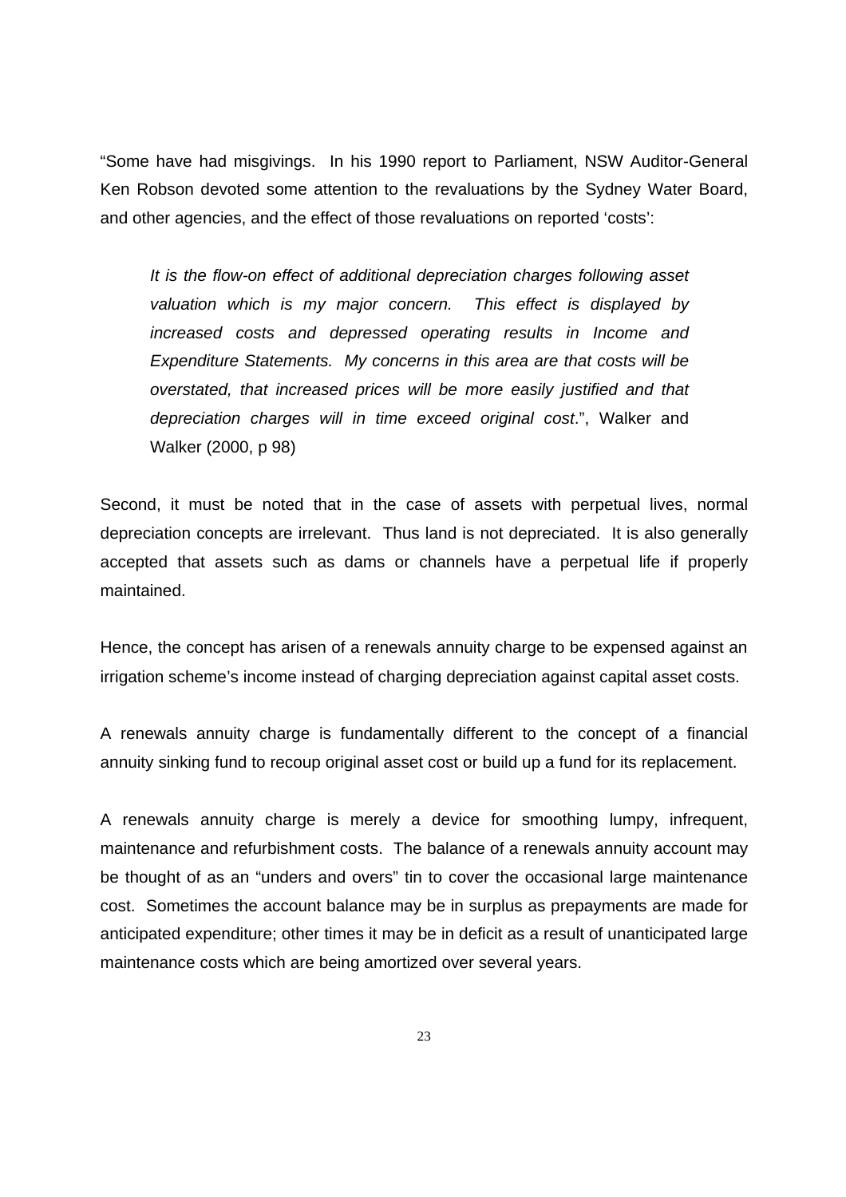"Some have had misgivings. In his 1990 report to Parliament, NSW Auditor-General Ken Robson devoted some attention to the revaluations by the Sydney Water Board, and other agencies, and the effect of those revaluations on reported 'costs':

> *It is the flow-on effect of additional depreciation charges following asset valuation which is my major concern. This effect is displayed by increased costs and depressed operating results in Income and Expenditure Statements. My concerns in this area are that costs will be overstated, that increased prices will be more easily justified and that depreciation charges will in time exceed original cost*.", Walker and Walker (2000, p 98)

Second, it must be noted that in the case of assets with perpetual lives, normal depreciation concepts are irrelevant. Thus land is not depreciated. It is also generally accepted that assets such as dams or channels have a perpetual life if properly maintained.

Hence, the concept has arisen of a renewals annuity charge to be expensed against an irrigation scheme's income instead of charging depreciation against capital asset costs.

A renewals annuity charge is fundamentally different to the concept of a financial annuity sinking fund to recoup original asset cost or build up a fund for its replacement.

A renewals annuity charge is merely a device for smoothing lumpy, infrequent, maintenance and refurbishment costs. The balance of a renewals annuity account may be thought of as an "unders and overs" tin to cover the occasional large maintenance cost. Sometimes the account balance may be in surplus as prepayments are made for anticipated expenditure; other times it may be in deficit as a result of unanticipated large maintenance costs which are being amortized over several years.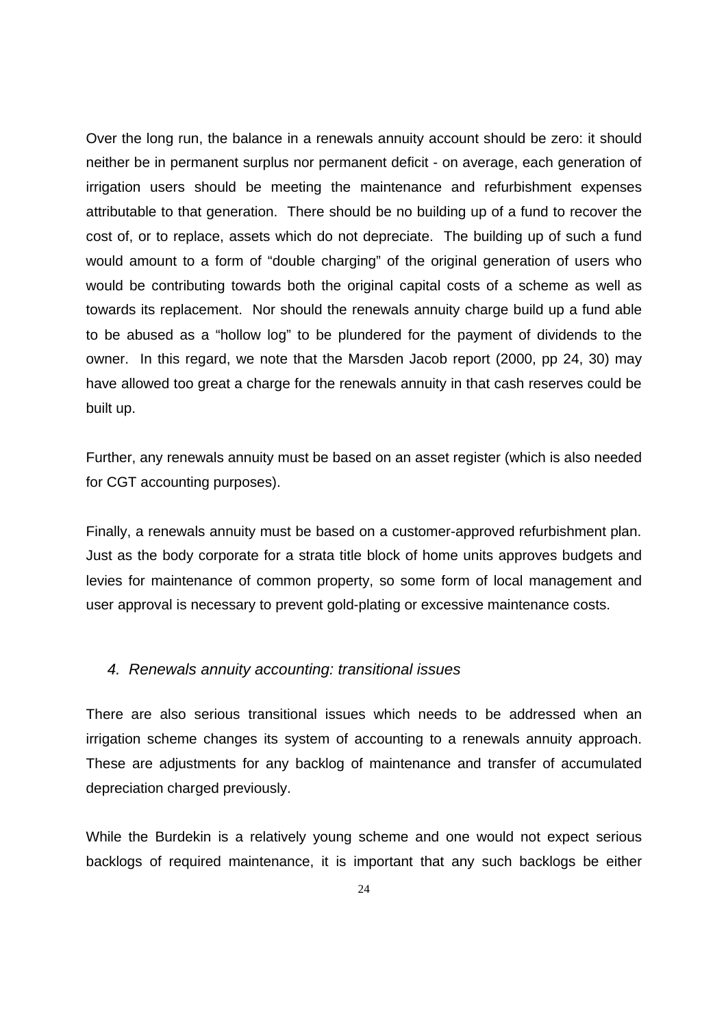Over the long run, the balance in a renewals annuity account should be zero: it should neither be in permanent surplus nor permanent deficit - on average, each generation of irrigation users should be meeting the maintenance and refurbishment expenses attributable to that generation. There should be no building up of a fund to recover the cost of, or to replace, assets which do not depreciate. The building up of such a fund would amount to a form of "double charging" of the original generation of users who would be contributing towards both the original capital costs of a scheme as well as towards its replacement. Nor should the renewals annuity charge build up a fund able to be abused as a "hollow log" to be plundered for the payment of dividends to the owner. In this regard, we note that the Marsden Jacob report (2000, pp 24, 30) may have allowed too great a charge for the renewals annuity in that cash reserves could be built up.

Further, any renewals annuity must be based on an asset register (which is also needed for CGT accounting purposes).

Finally, a renewals annuity must be based on a customer-approved refurbishment plan. Just as the body corporate for a strata title block of home units approves budgets and levies for maintenance of common property, so some form of local management and user approval is necessary to prevent gold-plating or excessive maintenance costs.

### *4. Renewals annuity accounting: transitional issues*

There are also serious transitional issues which needs to be addressed when an irrigation scheme changes its system of accounting to a renewals annuity approach. These are adjustments for any backlog of maintenance and transfer of accumulated depreciation charged previously.

While the Burdekin is a relatively young scheme and one would not expect serious backlogs of required maintenance, it is important that any such backlogs be either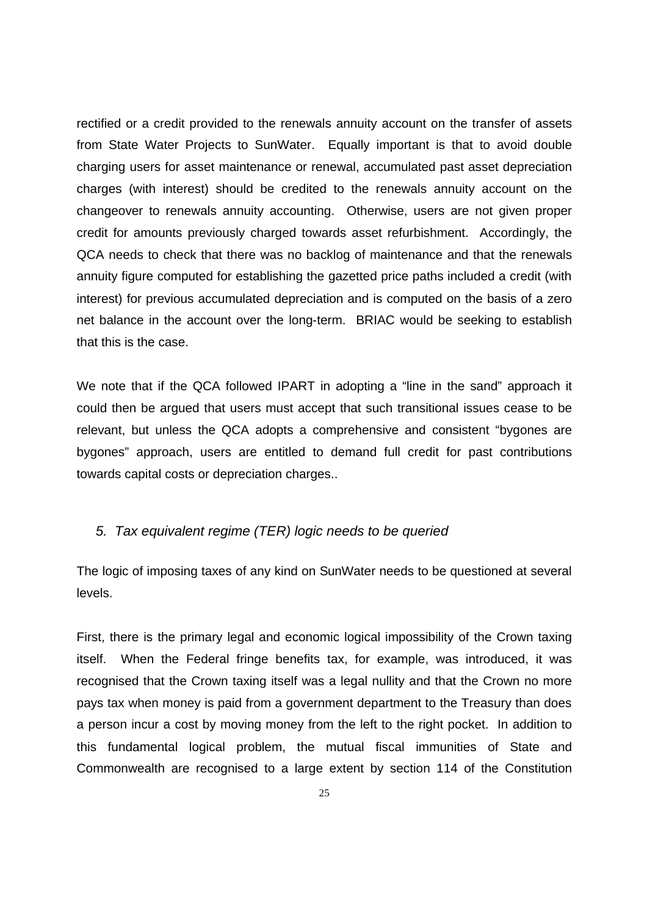rectified or a credit provided to the renewals annuity account on the transfer of assets from State Water Projects to SunWater. Equally important is that to avoid double charging users for asset maintenance or renewal, accumulated past asset depreciation charges (with interest) should be credited to the renewals annuity account on the changeover to renewals annuity accounting. Otherwise, users are not given proper credit for amounts previously charged towards asset refurbishment. Accordingly, the QCA needs to check that there was no backlog of maintenance and that the renewals annuity figure computed for establishing the gazetted price paths included a credit (with interest) for previous accumulated depreciation and is computed on the basis of a zero net balance in the account over the long-term. BRIAC would be seeking to establish that this is the case.

We note that if the QCA followed IPART in adopting a "line in the sand" approach it could then be argued that users must accept that such transitional issues cease to be relevant, but unless the QCA adopts a comprehensive and consistent "bygones are bygones" approach, users are entitled to demand full credit for past contributions towards capital costs or depreciation charges..

### *5. Tax equivalent regime (TER) logic needs to be queried*

The logic of imposing taxes of any kind on SunWater needs to be questioned at several levels.

First, there is the primary legal and economic logical impossibility of the Crown taxing itself. When the Federal fringe benefits tax, for example, was introduced, it was recognised that the Crown taxing itself was a legal nullity and that the Crown no more pays tax when money is paid from a government department to the Treasury than does a person incur a cost by moving money from the left to the right pocket. In addition to this fundamental logical problem, the mutual fiscal immunities of State and Commonwealth are recognised to a large extent by section 114 of the Constitution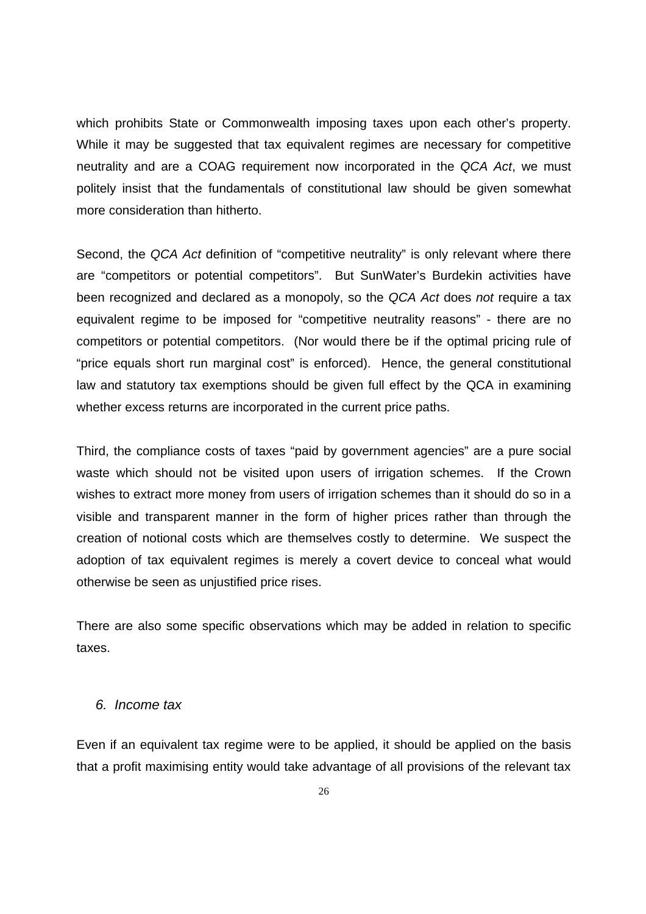which prohibits State or Commonwealth imposing taxes upon each other's property. While it may be suggested that tax equivalent regimes are necessary for competitive neutrality and are a COAG requirement now incorporated in the *QCA Act*, we must politely insist that the fundamentals of constitutional law should be given somewhat more consideration than hitherto.

Second, the *QCA Act* definition of "competitive neutrality" is only relevant where there are "competitors or potential competitors". But SunWater's Burdekin activities have been recognized and declared as a monopoly, so the *QCA Act* does *not* require a tax equivalent regime to be imposed for "competitive neutrality reasons" - there are no competitors or potential competitors. (Nor would there be if the optimal pricing rule of "price equals short run marginal cost" is enforced). Hence, the general constitutional law and statutory tax exemptions should be given full effect by the QCA in examining whether excess returns are incorporated in the current price paths.

Third, the compliance costs of taxes "paid by government agencies" are a pure social waste which should not be visited upon users of irrigation schemes. If the Crown wishes to extract more money from users of irrigation schemes than it should do so in a visible and transparent manner in the form of higher prices rather than through the creation of notional costs which are themselves costly to determine. We suspect the adoption of tax equivalent regimes is merely a covert device to conceal what would otherwise be seen as unjustified price rises.

There are also some specific observations which may be added in relation to specific taxes.

### *6. Income tax*

Even if an equivalent tax regime were to be applied, it should be applied on the basis that a profit maximising entity would take advantage of all provisions of the relevant tax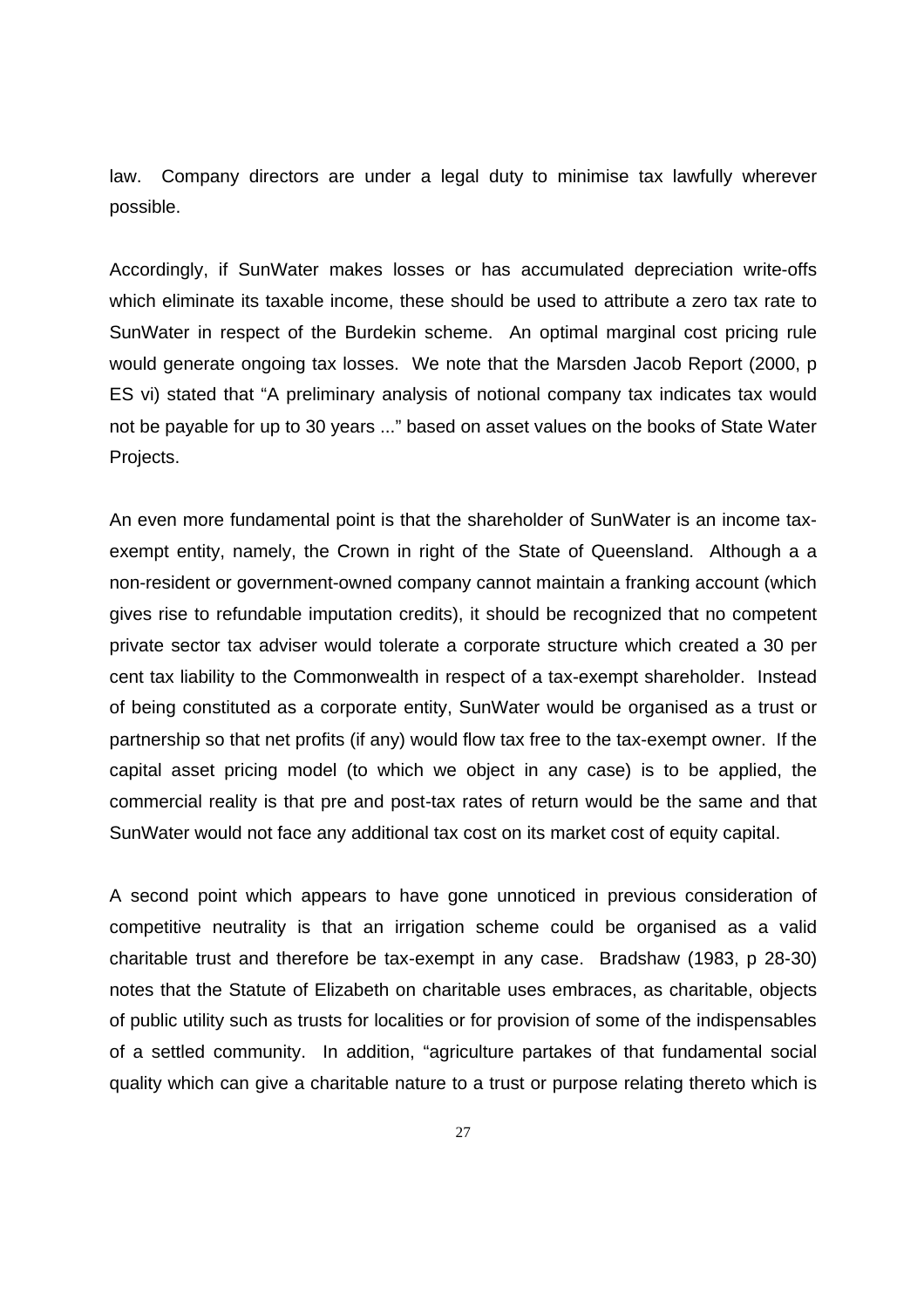law. Company directors are under a legal duty to minimise tax lawfully wherever possible.

Accordingly, if SunWater makes losses or has accumulated depreciation write-offs which eliminate its taxable income, these should be used to attribute a zero tax rate to SunWater in respect of the Burdekin scheme. An optimal marginal cost pricing rule would generate ongoing tax losses. We note that the Marsden Jacob Report (2000, p ES vi) stated that "A preliminary analysis of notional company tax indicates tax would not be payable for up to 30 years ..." based on asset values on the books of State Water Projects.

An even more fundamental point is that the shareholder of SunWater is an income tax-exempt entity, namely, the Crown in right of the State of Queensland. Although a a non-resident or government-owned company cannot maintain a franking account (which gives rise to refundable imputation credits), it should be recognized that no competent private sector tax adviser would tolerate a corporate structure which created a 30 per cent tax liability to the Commonwealth in respect of a tax-exempt shareholder. Instead of being constituted as a corporate entity, SunWater would be organised as a trust or partnership so that net profits (if any) would flow tax free to the tax-exempt owner. If the capital asset pricing model (to which we object in any case) is to be applied, the commercial reality is that pre and post-tax rates of return would be the same and that SunWater would not face any additional tax cost on its market cost of equity capital.

A second point which appears to have gone unnoticed in previous consideration of competitive neutrality is that an irrigation scheme could be organised as a valid charitable trust and therefore be tax-exempt in any case. Bradshaw (1983, p 28-30) notes that the Statute of Elizabeth on charitable uses embraces, as charitable, objects of public utility such as trusts for localities or for provision of some of the indispensables of a settled community. In addition, "agriculture partakes of that fundamental social quality which can give a charitable nature to a trust or purpose relating thereto which is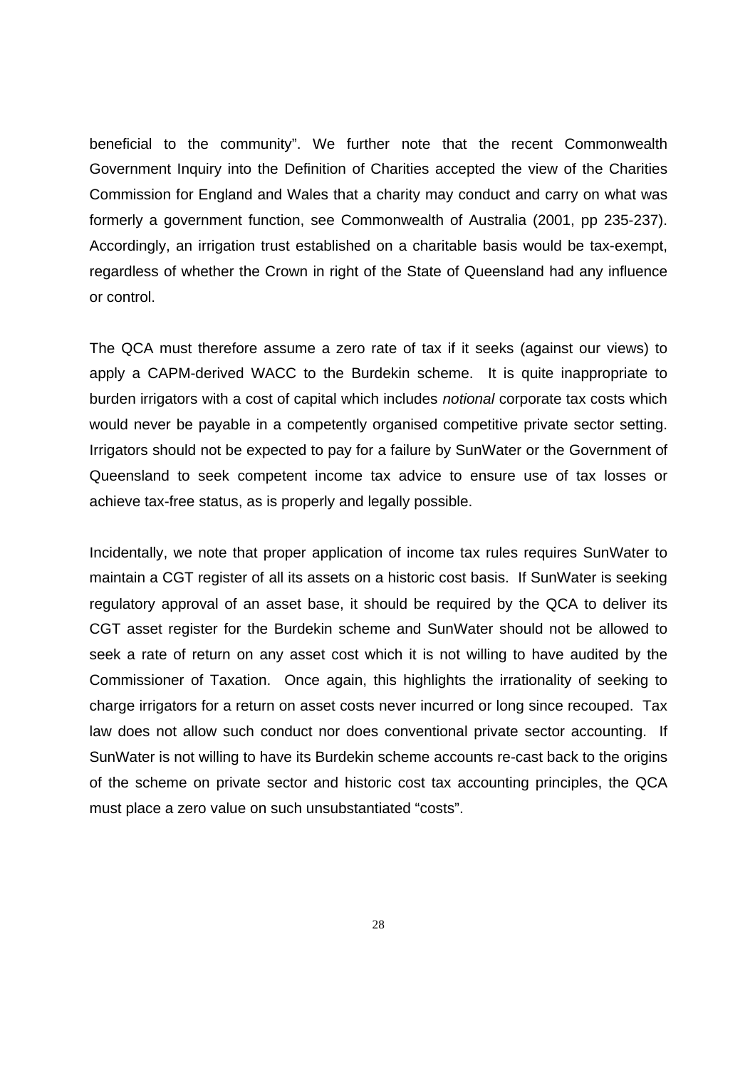beneficial to the community". We further note that the recent Commonwealth Government Inquiry into the Definition of Charities accepted the view of the Charities Commission for England and Wales that a charity may conduct and carry on what was formerly a government function, see Commonwealth of Australia (2001, pp 235-237). Accordingly, an irrigation trust established on a charitable basis would be tax-exempt, regardless of whether the Crown in right of the State of Queensland had any influence or control.

The QCA must therefore assume a zero rate of tax if it seeks (against our views) to apply a CAPM-derived WACC to the Burdekin scheme. It is quite inappropriate to burden irrigators with a cost of capital which includes *notional* corporate tax costs which would never be payable in a competently organised competitive private sector setting. Irrigators should not be expected to pay for a failure by SunWater or the Government of Queensland to seek competent income tax advice to ensure use of tax losses or achieve tax-free status, as is properly and legally possible.

Incidentally, we note that proper application of income tax rules requires SunWater to maintain a CGT register of all its assets on a historic cost basis. If SunWater is seeking regulatory approval of an asset base, it should be required by the QCA to deliver its CGT asset register for the Burdekin scheme and SunWater should not be allowed to seek a rate of return on any asset cost which it is not willing to have audited by the Commissioner of Taxation. Once again, this highlights the irrationality of seeking to charge irrigators for a return on asset costs never incurred or long since recouped. Tax law does not allow such conduct nor does conventional private sector accounting. If SunWater is not willing to have its Burdekin scheme accounts re-cast back to the origins of the scheme on private sector and historic cost tax accounting principles, the QCA must place a zero value on such unsubstantiated "costs".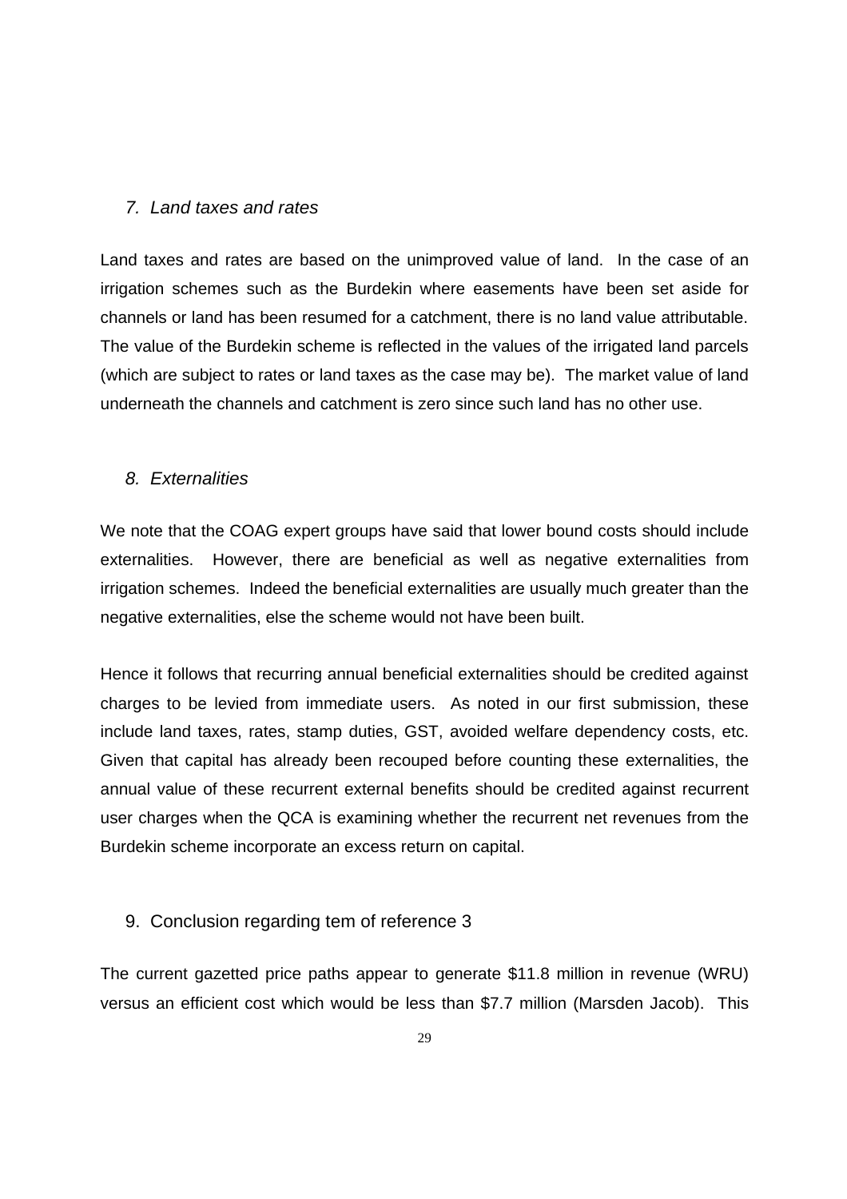## *7. Land taxes and rates*

Land taxes and rates are based on the unimproved value of land. In the case of an irrigation schemes such as the Burdekin where easements have been set aside for channels or land has been resumed for a catchment, there is no land value attributable. The value of the Burdekin scheme is reflected in the values of the irrigated land parcels (which are subject to rates or land taxes as the case may be). The market value of land underneath the channels and catchment is zero since such land has no other use.

## *8. Externalities*

We note that the COAG expert groups have said that lower bound costs should include externalities. However, there are beneficial as well as negative externalities from irrigation schemes. Indeed the beneficial externalities are usually much greater than the negative externalities, else the scheme would not have been built.

Hence it follows that recurring annual beneficial externalities should be credited against charges to be levied from immediate users. As noted in our first submission, these include land taxes, rates, stamp duties, GST, avoided welfare dependency costs, etc. Given that capital has already been recouped before counting these externalities, the annual value of these recurrent external benefits should be credited against recurrent user charges when the QCA is examining whether the recurrent net revenues from the Burdekin scheme incorporate an excess return on capital.

## 9. Conclusion regarding tem of reference 3

The current gazetted price paths appear to generate $11.8 million in revenue (WRU) versus an efficient cost which would be less than $7.7 million (Marsden Jacob). This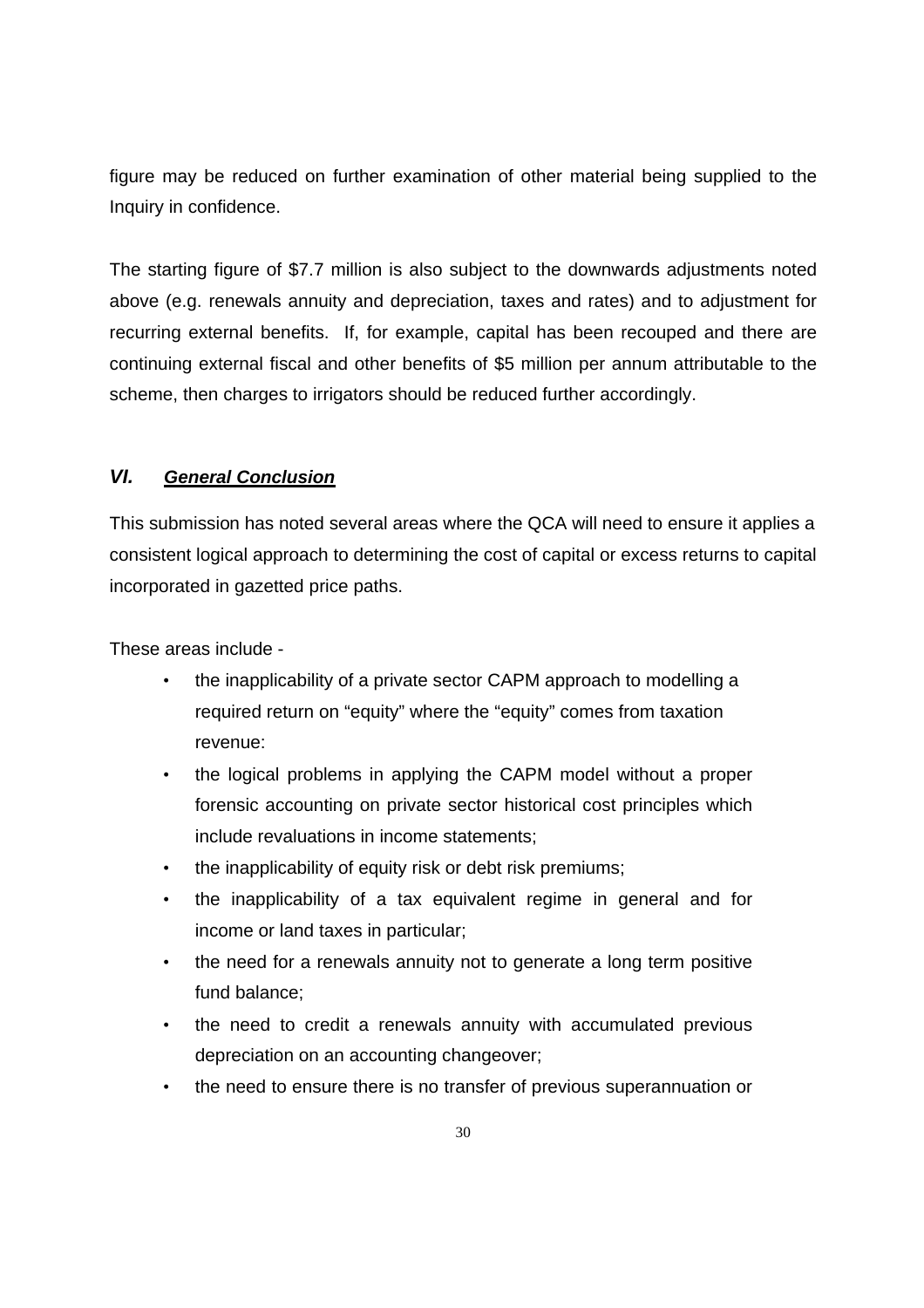figure may be reduced on further examination of other material being supplied to the Inquiry in confidence.

The starting figure of $7.7 million is also subject to the downwards adjustments noted above (e.g. renewals annuity and depreciation, taxes and rates) and to adjustment for recurring external benefits. If, for example, capital has been recouped and there are continuing external fiscal and other benefits of $5 million per annum attributable to the scheme, then charges to irrigators should be reduced further accordingly.

## *VI. General Conclusion*

This submission has noted several areas where the QCA will need to ensure it applies a consistent logical approach to determining the cost of capital or excess returns to capital incorporated in gazetted price paths.

These areas include -

- the inapplicability of a private sector CAPM approach to modelling a required return on “equity” where the “equity” comes from taxation revenue:
- the logical problems in applying the CAPM model without a proper forensic accounting on private sector historical cost principles which include revaluations in income statements;
- the inapplicability of equity risk or debt risk premiums;
- the inapplicability of a tax equivalent regime in general and for income or land taxes in particular;
- the need for a renewals annuity not to generate a long term positive fund balance;
- the need to credit a renewals annuity with accumulated previous depreciation on an accounting changeover;
- the need to ensure there is no transfer of previous superannuation or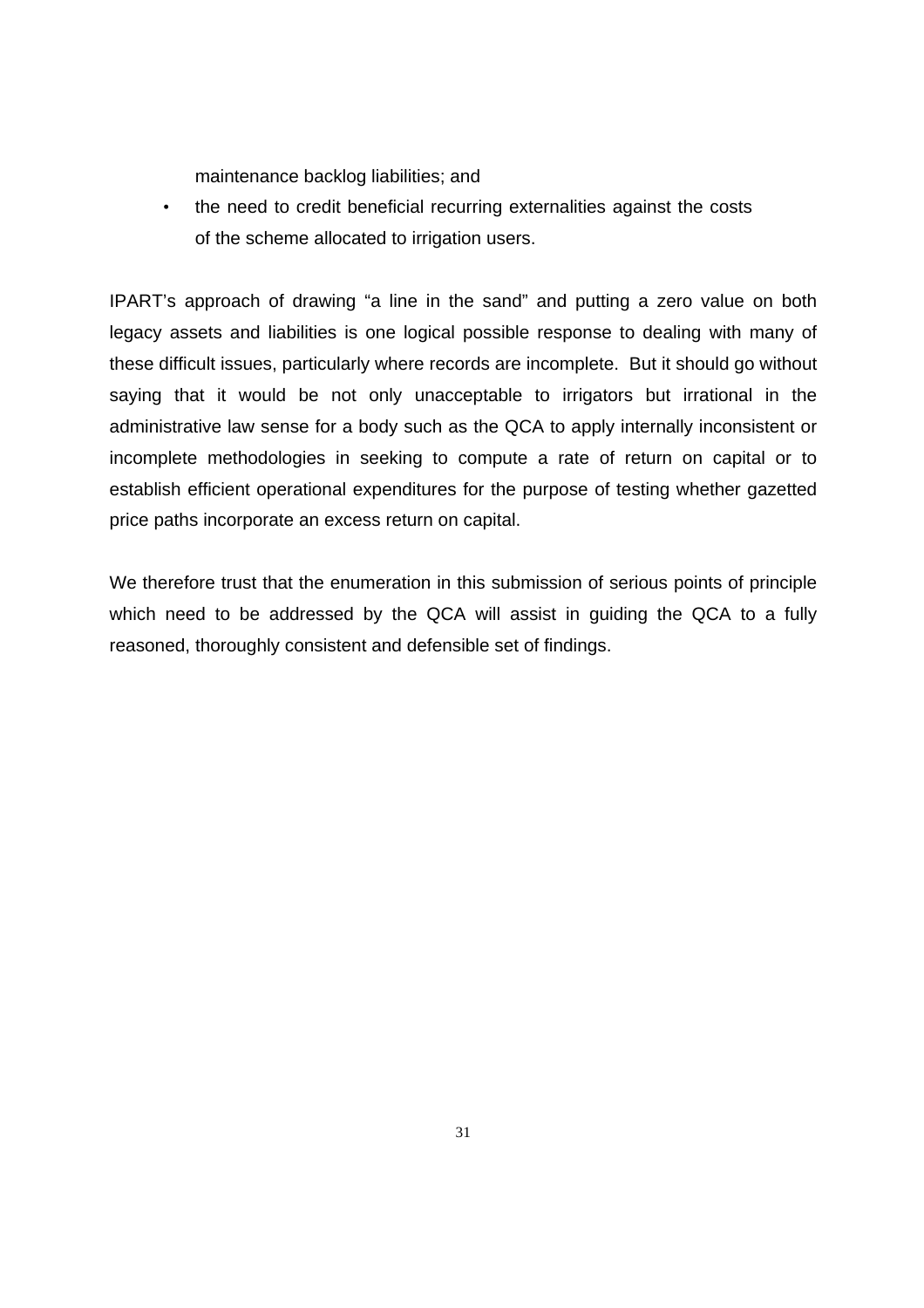maintenance backlog liabilities; and

- the need to credit beneficial recurring externalities against the costs of the scheme allocated to irrigation users.

IPART's approach of drawing "a line in the sand" and putting a zero value on both legacy assets and liabilities is one logical possible response to dealing with many of these difficult issues, particularly where records are incomplete. But it should go without saying that it would be not only unacceptable to irrigators but irrational in the administrative law sense for a body such as the QCA to apply internally inconsistent or incomplete methodologies in seeking to compute a rate of return on capital or to establish efficient operational expenditures for the purpose of testing whether gazetted price paths incorporate an excess return on capital.

We therefore trust that the enumeration in this submission of serious points of principle which need to be addressed by the QCA will assist in guiding the QCA to a fully reasoned, thoroughly consistent and defensible set of findings.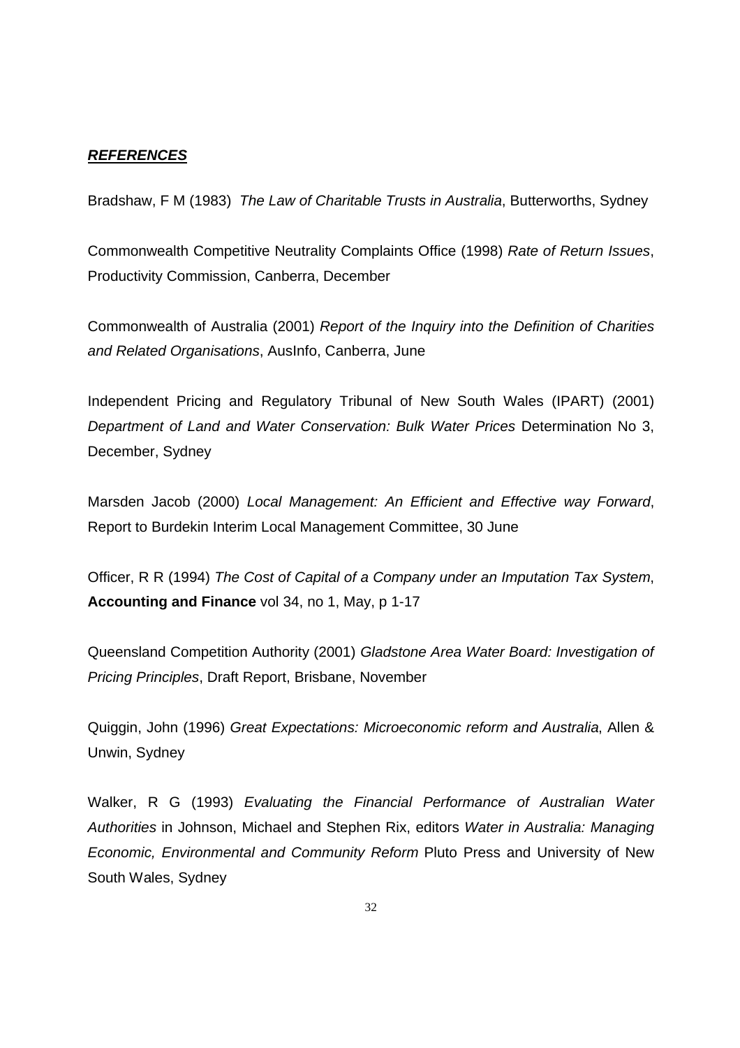## ***REFERENCES***

Bradshaw, F M (1983) *The Law of Charitable Trusts in Australia*, Butterworths, Sydney

Commonwealth Competitive Neutrality Complaints Office (1998) *Rate of Return Issues*, Productivity Commission, Canberra, December

Commonwealth of Australia (2001) *Report of the Inquiry into the Definition of Charities and Related Organisations*, AusInfo, Canberra, June

Independent Pricing and Regulatory Tribunal of New South Wales (IPART) (2001) *Department of Land and Water Conservation: Bulk Water Prices* Determination No 3, December, Sydney

Marsden Jacob (2000) *Local Management: An Efficient and Effective way Forward*, Report to Burdekin Interim Local Management Committee, 30 June

Officer, R R (1994) *The Cost of Capital of a Company under an Imputation Tax System*, **Accounting and Finance** vol 34, no 1, May, p 1-17

Queensland Competition Authority (2001) *Gladstone Area Water Board: Investigation of Pricing Principles*, Draft Report, Brisbane, November

Quiggin, John (1996) *Great Expectations: Microeconomic reform and Australia*, Allen & Unwin, Sydney

Walker, R G (1993) *Evaluating the Financial Performance of Australian Water Authorities* in Johnson, Michael and Stephen Rix, editors *Water in Australia: Managing Economic, Environmental and Community Reform* Pluto Press and University of New South Wales, Sydney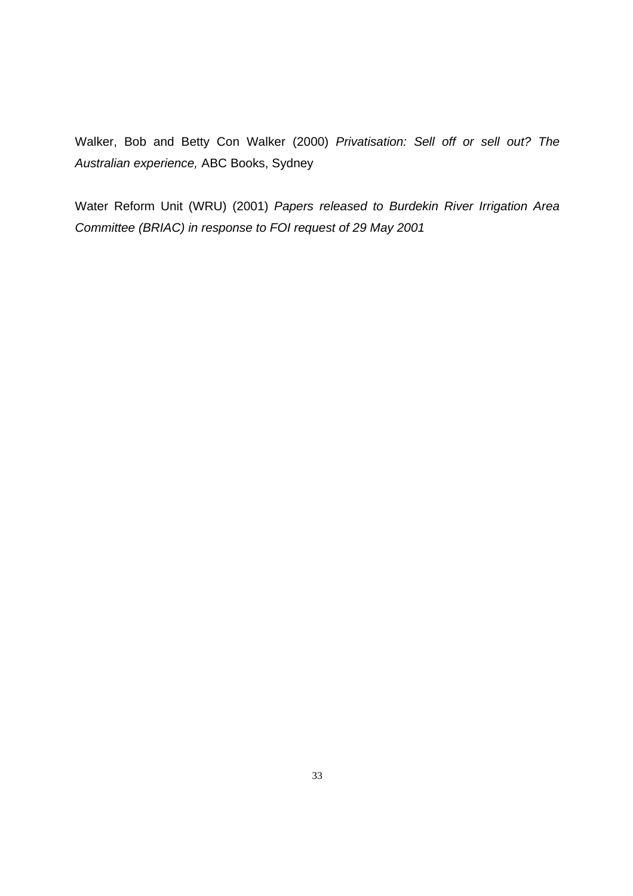Walker, Bob and Betty Con Walker (2000) *Privatisation: Sell off or sell out? The Australian experience,* ABC Books, Sydney

Water Reform Unit (WRU) (2001) *Papers released to Burdekin River Irrigation Area Committee (BRIAC) in response to FOI request of 29 May 2001*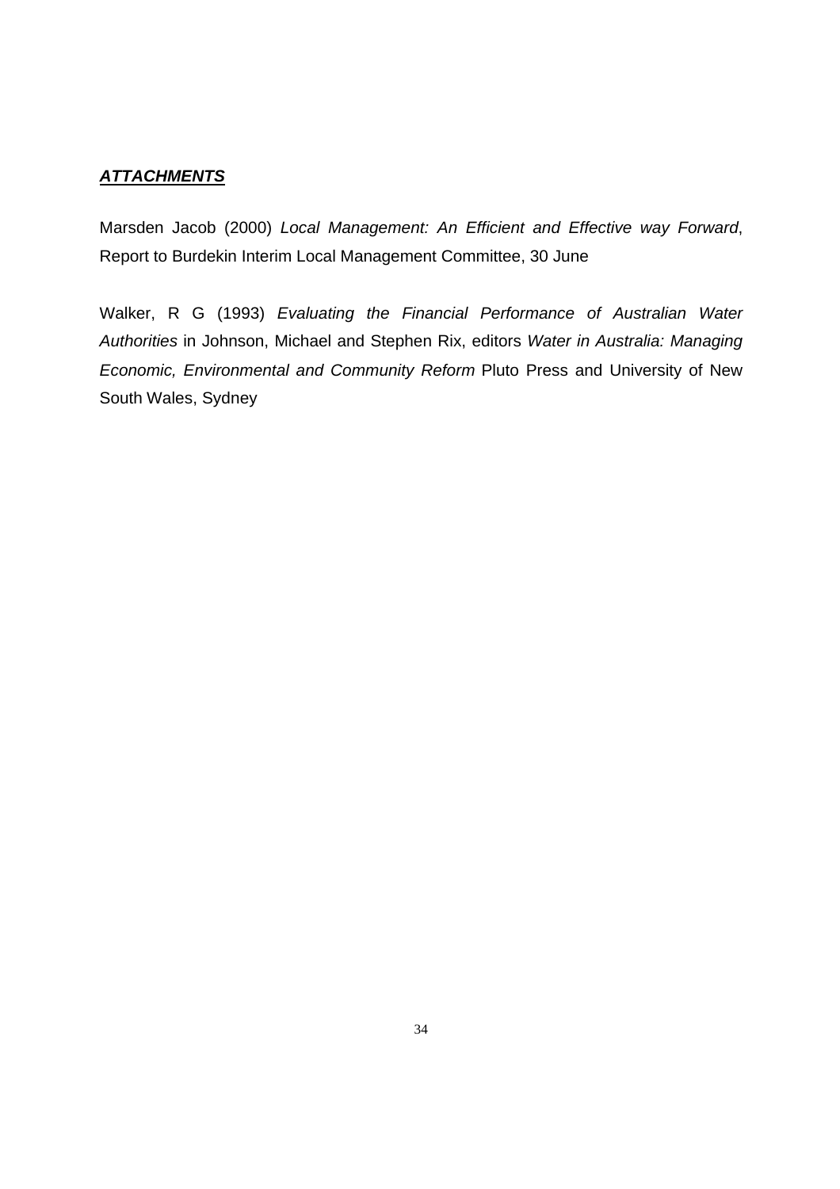***<u>ATTACHMENTS</u>***

Marsden Jacob (2000) *Local Management: An Efficient and Effective way Forward*, Report to Burdekin Interim Local Management Committee, 30 June

Walker, R G (1993) *Evaluating the Financial Performance of Australian Water Authorities* in Johnson, Michael and Stephen Rix, editors *Water in Australia: Managing Economic, Environmental and Community Reform* Pluto Press and University of New South Wales, Sydney